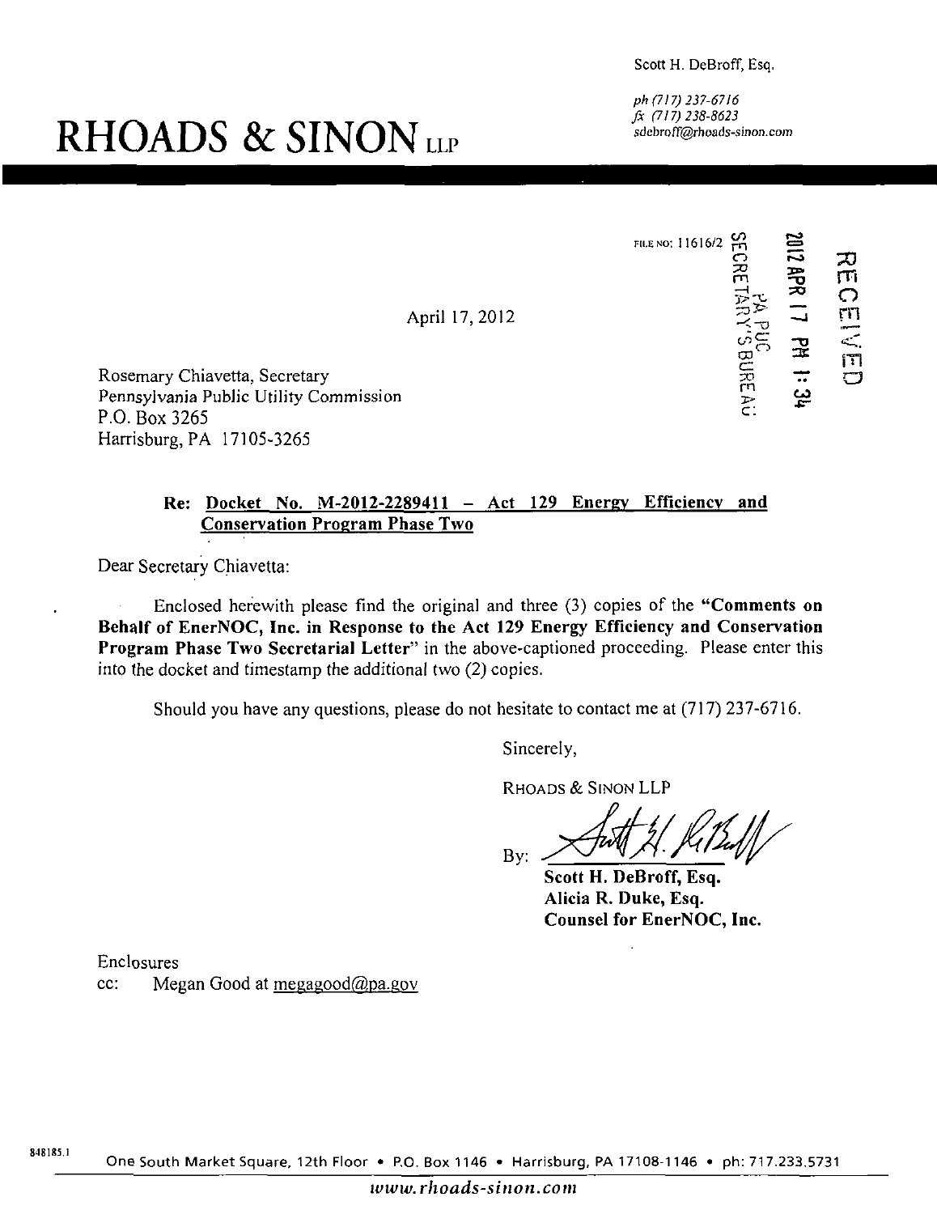Scott H. DeBroff, Esq.

*ph (717) 237-6716*
*fx (717) 238-8623*
sdebroff@rhoads-sinon.com

# RHOADS & SINON LLP

FILE NO: 11616/2

SECRETARY'S BUREAU PA PUC

2012 APR 17 PM 1:34

RECEIVED

April 17, 2012

Rosemary Chiavetta, Secretary
Pennsylvania Public Utility Commission
P.O. Box 3265
Harrisburg, PA 17105-3265

**Re: Docket No. M-2012-2289411 – Act 129 Energy Efficiency and Conservation Program Phase Two**

Dear Secretary Chiavetta:

Enclosed herewith please find the original and three (3) copies of the **"Comments on Behalf of EnerNOC, Inc. in Response to the Act 129 Energy Efficiency and Conservation Program Phase Two Secretarial Letter"** in the above-captioned proceeding. Please enter this into the docket and timestamp the additional two (2) copies.

Should you have any questions, please do not hesitate to contact me at (717) 237-6716.

Sincerely,

RHOADS & SINON LLP

By: [signature]

**Scott H. DeBroff, Esq.**
**Alicia R. Duke, Esq.**
**Counsel for EnerNOC, Inc.**

Enclosures
cc: Megan Good at megagood@pa.gov

848185.1

One South Market Square, 12th Floor • P.O. Box 1146 • Harrisburg, PA 17108-1146 • ph: 717.233.5731

*www.rhoads-sinon.com*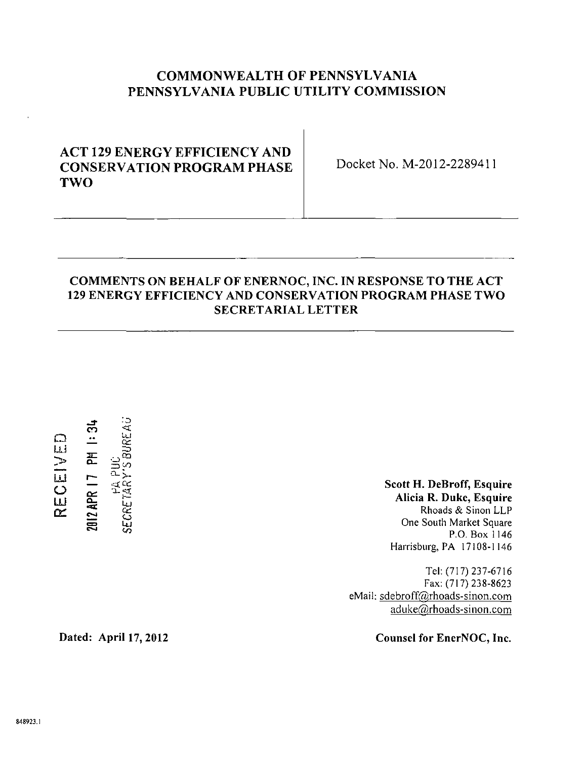# COMMONWEALTH OF PENNSYLVANIA
# PENNSYLVANIA PUBLIC UTILITY COMMISSION

| ACT 129 ENERGY EFFICIENCY AND CONSERVATION PROGRAM PHASE TWO | Docket No. M-2012-2289411 |
|---|---|

## COMMENTS ON BEHALF OF ENERNOC, INC. IN RESPONSE TO THE ACT 129 ENERGY EFFICIENCY AND CONSERVATION PROGRAM PHASE TWO SECRETARIAL LETTER

RECEIVED
2012 APR 17 PM 1:34
PA PUC
SECRETARY'S BUREAU

**Scott H. DeBroff, Esquire**
**Alicia R. Duke, Esquire**
Rhoads & Sinon LLP
One South Market Square
P.O. Box 1146
Harrisburg, PA 17108-1146

Tel: (717) 237-6716
Fax: (717) 238-8623
eMail: sdebroff@rhoads-sinon.com
aduke@rhoads-sinon.com

**Dated: April 17, 2012**

**Counsel for EnerNOC, Inc.**

848923.1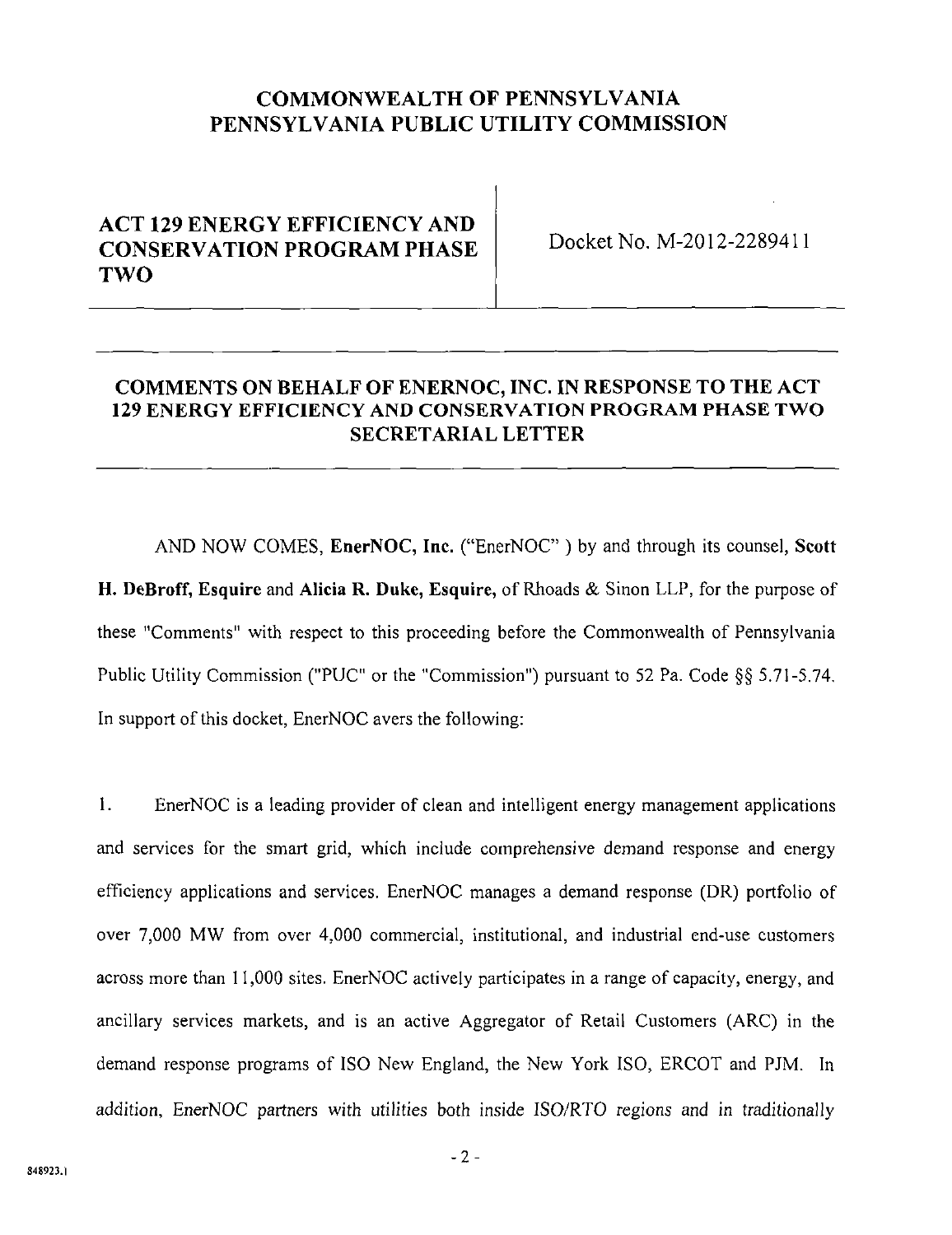# COMMONWEALTH OF PENNSYLVANIA
# PENNSYLVANIA PUBLIC UTILITY COMMISSION

| **ACT 129 ENERGY EFFICIENCY AND CONSERVATION PROGRAM PHASE TWO** | Docket No. M-2012-2289411 |
|---|---|

## COMMENTS ON BEHALF OF ENERNOC, INC. IN RESPONSE TO THE ACT 129 ENERGY EFFICIENCY AND CONSERVATION PROGRAM PHASE TWO SECRETARIAL LETTER

AND NOW COMES, **EnerNOC, Inc.** ("EnerNOC" ) by and through its counsel, **Scott H. DeBroff, Esquire** and **Alicia R. Duke, Esquire,** of Rhoads & Sinon LLP, for the purpose of these "Comments" with respect to this proceeding before the Commonwealth of Pennsylvania Public Utility Commission ("PUC" or the "Commission") pursuant to 52 Pa. Code §§ 5.71-5.74. In support of this docket, EnerNOC avers the following:

1. EnerNOC is a leading provider of clean and intelligent energy management applications and services for the smart grid, which include comprehensive demand response and energy efficiency applications and services. EnerNOC manages a demand response (DR) portfolio of over 7,000 MW from over 4,000 commercial, institutional, and industrial end-use customers across more than 11,000 sites. EnerNOC actively participates in a range of capacity, energy, and ancillary services markets, and is an active Aggregator of Retail Customers (ARC) in the demand response programs of ISO New England, the New York ISO, ERCOT and PJM. In addition, EnerNOC partners with utilities both inside ISO/RTO regions and in traditionally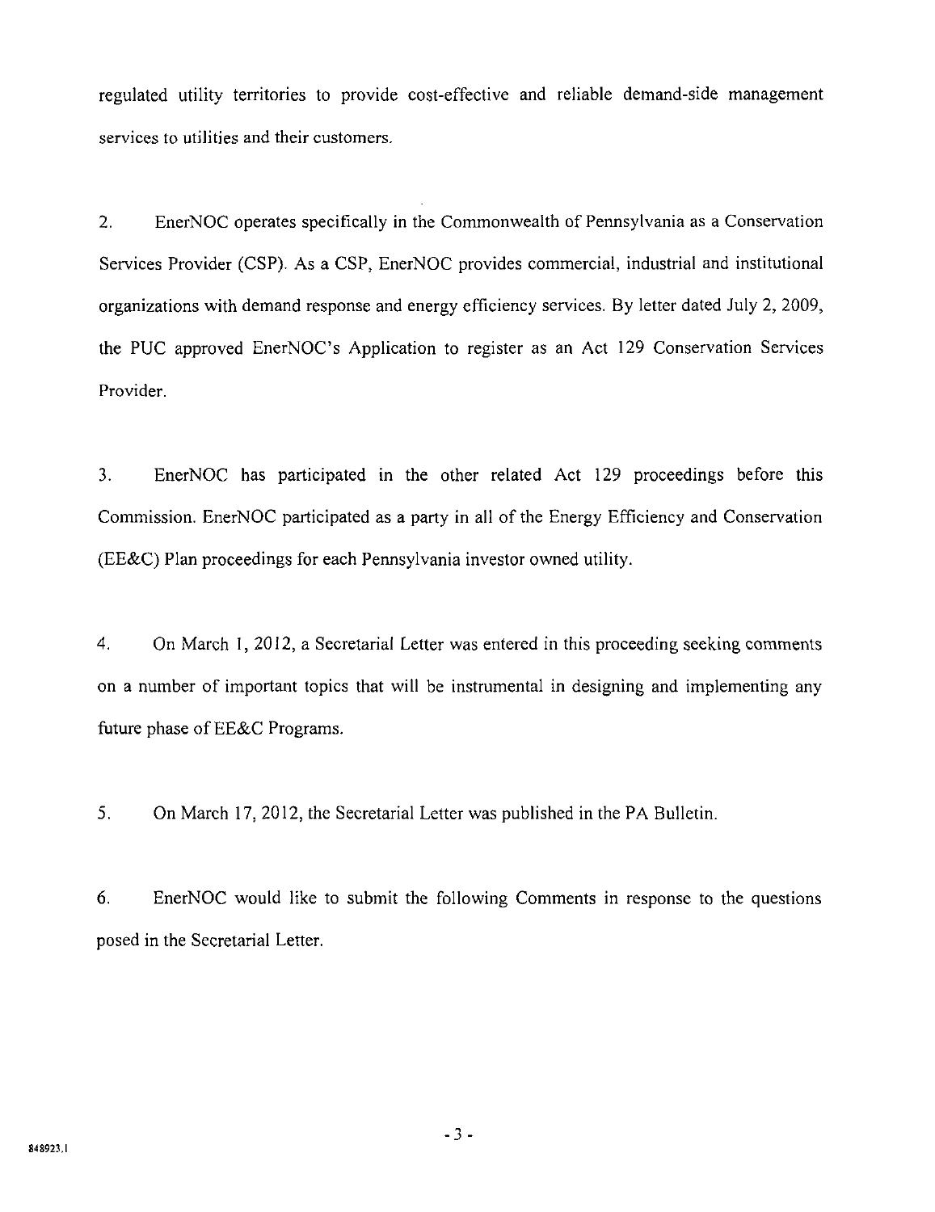regulated utility territories to provide cost-effective and reliable demand-side management services to utilities and their customers.

2. EnerNOC operates specifically in the Commonwealth of Pennsylvania as a Conservation Services Provider (CSP). As a CSP, EnerNOC provides commercial, industrial and institutional organizations with demand response and energy efficiency services. By letter dated July 2, 2009, the PUC approved EnerNOC's Application to register as an Act 129 Conservation Services Provider.

3. EnerNOC has participated in the other related Act 129 proceedings before this Commission. EnerNOC participated as a party in all of the Energy Efficiency and Conservation (EE&C) Plan proceedings for each Pennsylvania investor owned utility.

4. On March 1, 2012, a Secretarial Letter was entered in this proceeding seeking comments on a number of important topics that will be instrumental in designing and implementing any future phase of EE&C Programs.

5. On March 17, 2012, the Secretarial Letter was published in the PA Bulletin.

6. EnerNOC would like to submit the following Comments in response to the questions posed in the Secretarial Letter.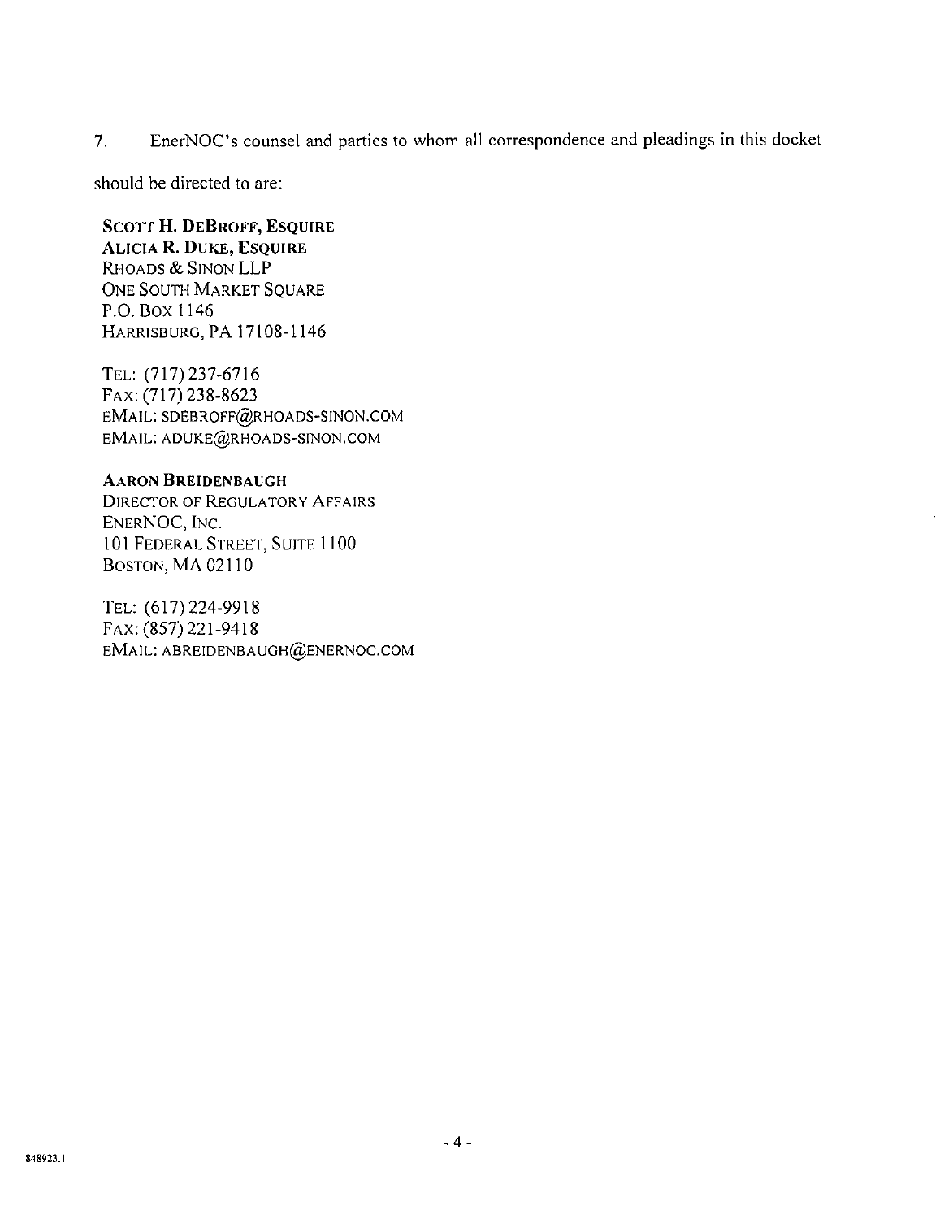7. EnerNOC's counsel and parties to whom all correspondence and pleadings in this docket should be directed to are:

**SCOTT H. DEBROFF, ESQUIRE**
**ALICIA R. DUKE, ESQUIRE**
RHOADS & SINON LLP
ONE SOUTH MARKET SQUARE
P.O. BOX 1146
HARRISBURG, PA 17108-1146

TEL: (717) 237-6716
FAX: (717) 238-8623
EMAIL: SDEBROFF@RHOADS-SINON.COM
EMAIL: ADUKE@RHOADS-SINON.COM

**AARON BREIDENBAUGH**
DIRECTOR OF REGULATORY AFFAIRS
ENERNOC, INC.
101 FEDERAL STREET, SUITE 1100
BOSTON, MA 02110

TEL: (617) 224-9918
FAX: (857) 221-9418
EMAIL: ABREIDENBAUGH@ENERNOC.COM

848923.1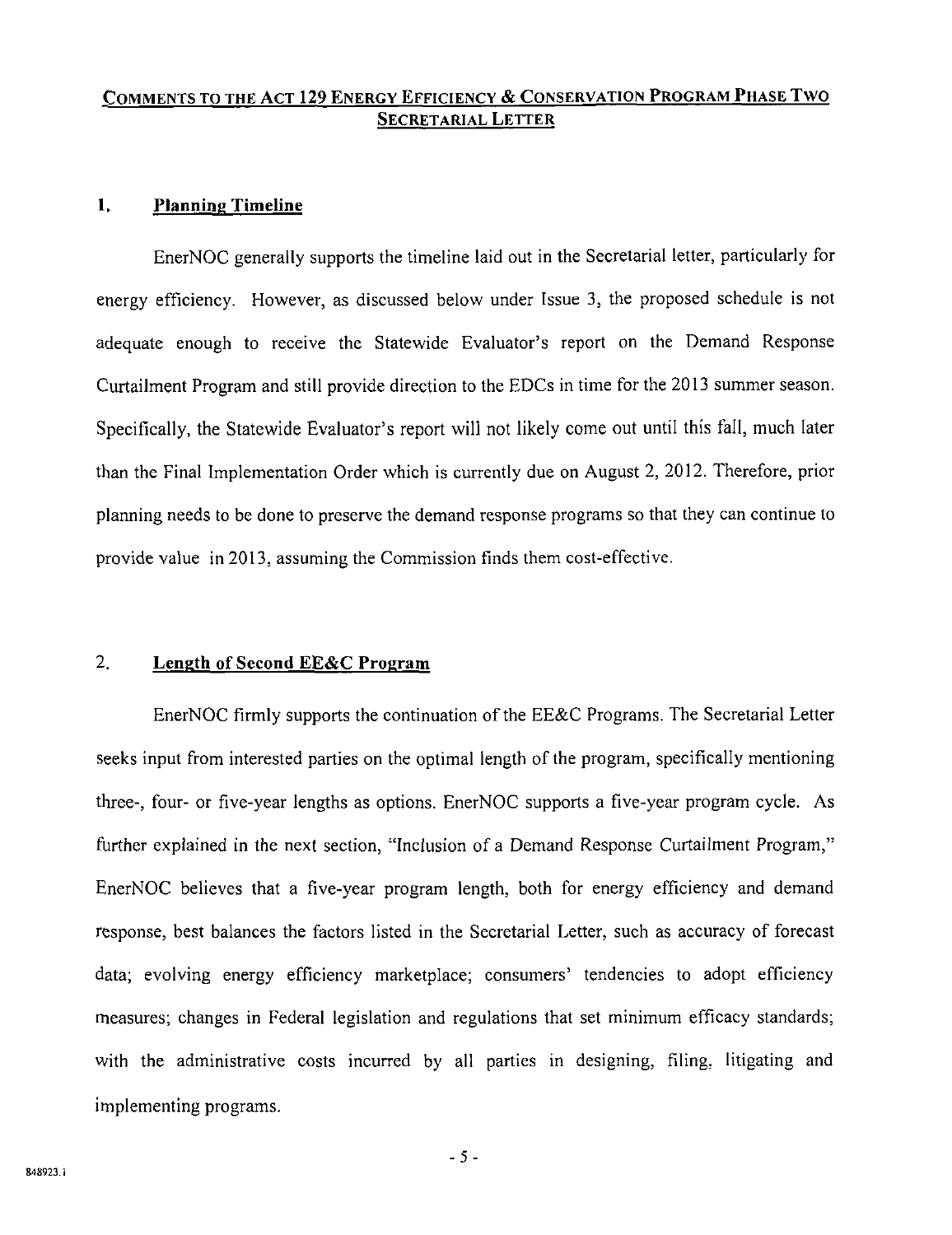## COMMENTS TO THE ACT 129 ENERGY EFFICIENCY & CONSERVATION PROGRAM PHASE TWO SECRETARIAL LETTER

### 1. Planning Timeline

EnerNOC generally supports the timeline laid out in the Secretarial letter, particularly for energy efficiency. However, as discussed below under Issue 3, the proposed schedule is not adequate enough to receive the Statewide Evaluator's report on the Demand Response Curtailment Program and still provide direction to the EDCs in time for the 2013 summer season. Specifically, the Statewide Evaluator's report will not likely come out until this fall, much later than the Final Implementation Order which is currently due on August 2, 2012. Therefore, prior planning needs to be done to preserve the demand response programs so that they can continue to provide value in 2013, assuming the Commission finds them cost-effective.

### 2. Length of Second EE&C Program

EnerNOC firmly supports the continuation of the EE&C Programs. The Secretarial Letter seeks input from interested parties on the optimal length of the program, specifically mentioning three-, four- or five-year lengths as options. EnerNOC supports a five-year program cycle. As further explained in the next section, "Inclusion of a Demand Response Curtailment Program," EnerNOC believes that a five-year program length, both for energy efficiency and demand response, best balances the factors listed in the Secretarial Letter, such as accuracy of forecast data; evolving energy efficiency marketplace; consumers' tendencies to adopt efficiency measures; changes in Federal legislation and regulations that set minimum efficacy standards; with the administrative costs incurred by all parties in designing, filing, litigating and implementing programs.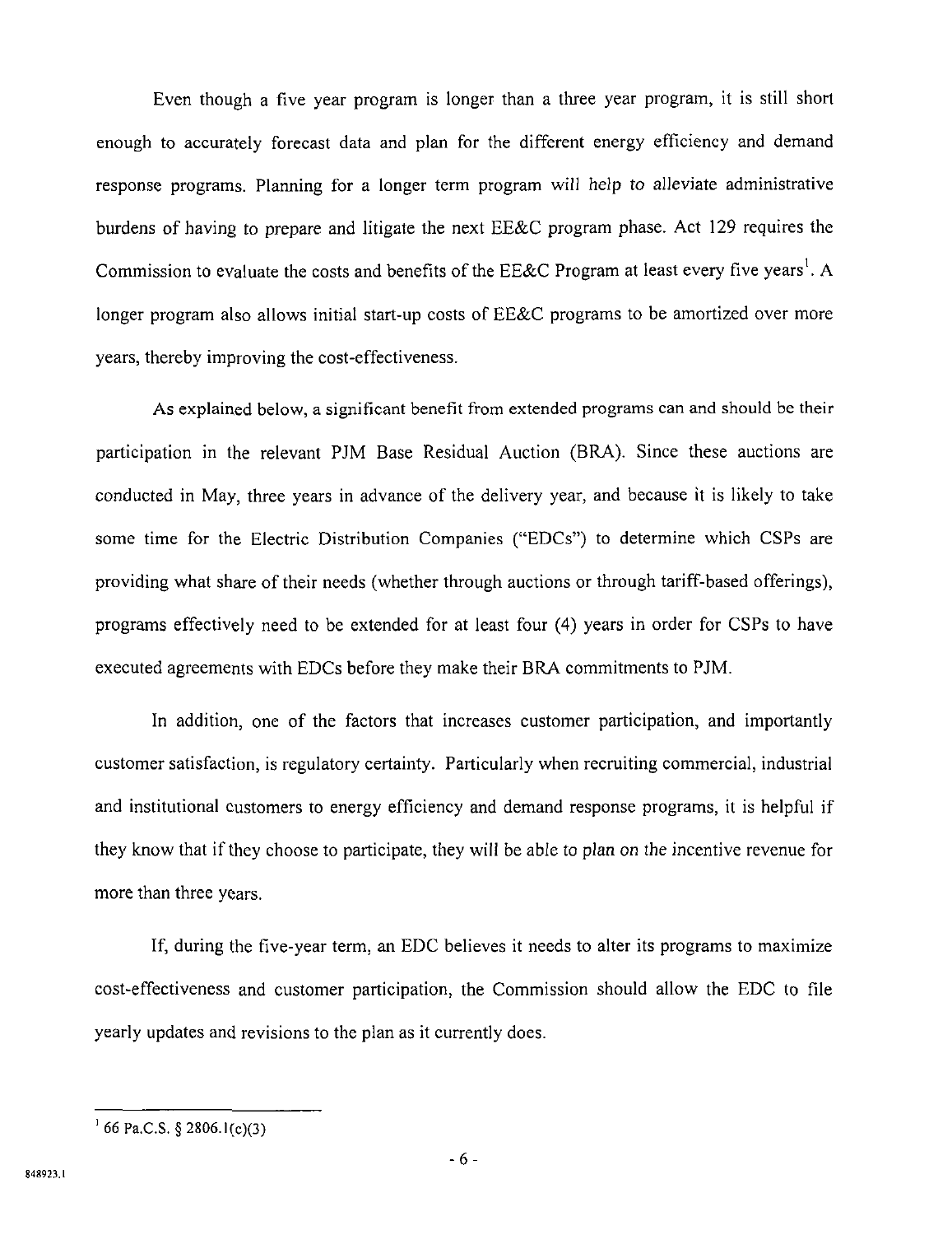Even though a five year program is longer than a three year program, it is still short enough to accurately forecast data and plan for the different energy efficiency and demand response programs. Planning for a longer term program will help to alleviate administrative burdens of having to prepare and litigate the next EE&C program phase. Act 129 requires the Commission to evaluate the costs and benefits of the EE&C Program at least every five years[1]. A longer program also allows initial start-up costs of EE&C programs to be amortized over more years, thereby improving the cost-effectiveness.

As explained below, a significant benefit from extended programs can and should be their participation in the relevant PJM Base Residual Auction (BRA). Since these auctions are conducted in May, three years in advance of the delivery year, and because it is likely to take some time for the Electric Distribution Companies ("EDCs") to determine which CSPs are providing what share of their needs (whether through auctions or through tariff-based offerings), programs effectively need to be extended for at least four (4) years in order for CSPs to have executed agreements with EDCs before they make their BRA commitments to PJM.

In addition, one of the factors that increases customer participation, and importantly customer satisfaction, is regulatory certainty. Particularly when recruiting commercial, industrial and institutional customers to energy efficiency and demand response programs, it is helpful if they know that if they choose to participate, they will be able to plan on the incentive revenue for more than three years.

If, during the five-year term, an EDC believes it needs to alter its programs to maximize cost-effectiveness and customer participation, the Commission should allow the EDC to file yearly updates and revisions to the plan as it currently does.

---

[1] 66 Pa.C.S. § 2806.1(c)(3)

848923.1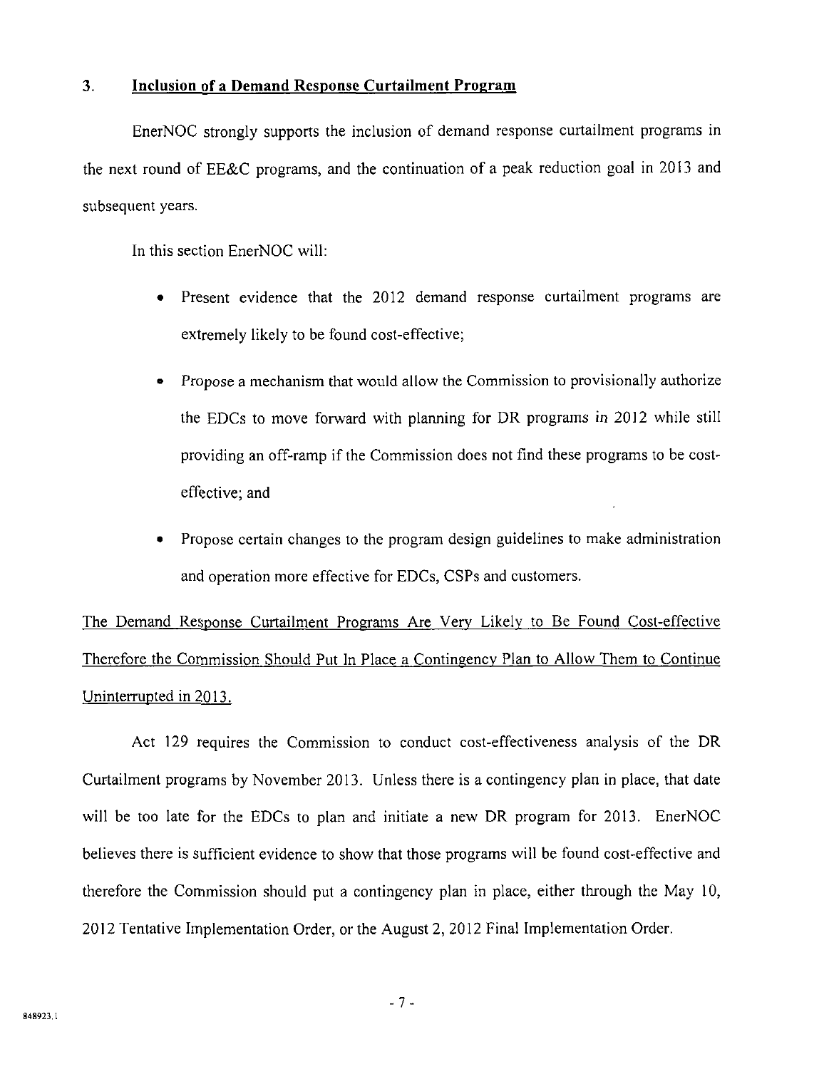## 3. <u>Inclusion of a Demand Response Curtailment Program</u>

EnerNOC strongly supports the inclusion of demand response curtailment programs in the next round of EE&C programs, and the continuation of a peak reduction goal in 2013 and subsequent years.

In this section EnerNOC will:

- Present evidence that the 2012 demand response curtailment programs are extremely likely to be found cost-effective;
- Propose a mechanism that would allow the Commission to provisionally authorize the EDCs to move forward with planning for DR programs in 2012 while still providing an off-ramp if the Commission does not find these programs to be cost-effective; and
- Propose certain changes to the program design guidelines to make administration and operation more effective for EDCs, CSPs and customers.

<u>The Demand Response Curtailment Programs Are Very Likely to Be Found Cost-effective Therefore the Commission Should Put In Place a Contingency Plan to Allow Them to Continue Uninterrupted in 2013.</u>

Act 129 requires the Commission to conduct cost-effectiveness analysis of the DR Curtailment programs by November 2013. Unless there is a contingency plan in place, that date will be too late for the EDCs to plan and initiate a new DR program for 2013. EnerNOC believes there is sufficient evidence to show that those programs will be found cost-effective and therefore the Commission should put a contingency plan in place, either through the May 10, 2012 Tentative Implementation Order, or the August 2, 2012 Final Implementation Order.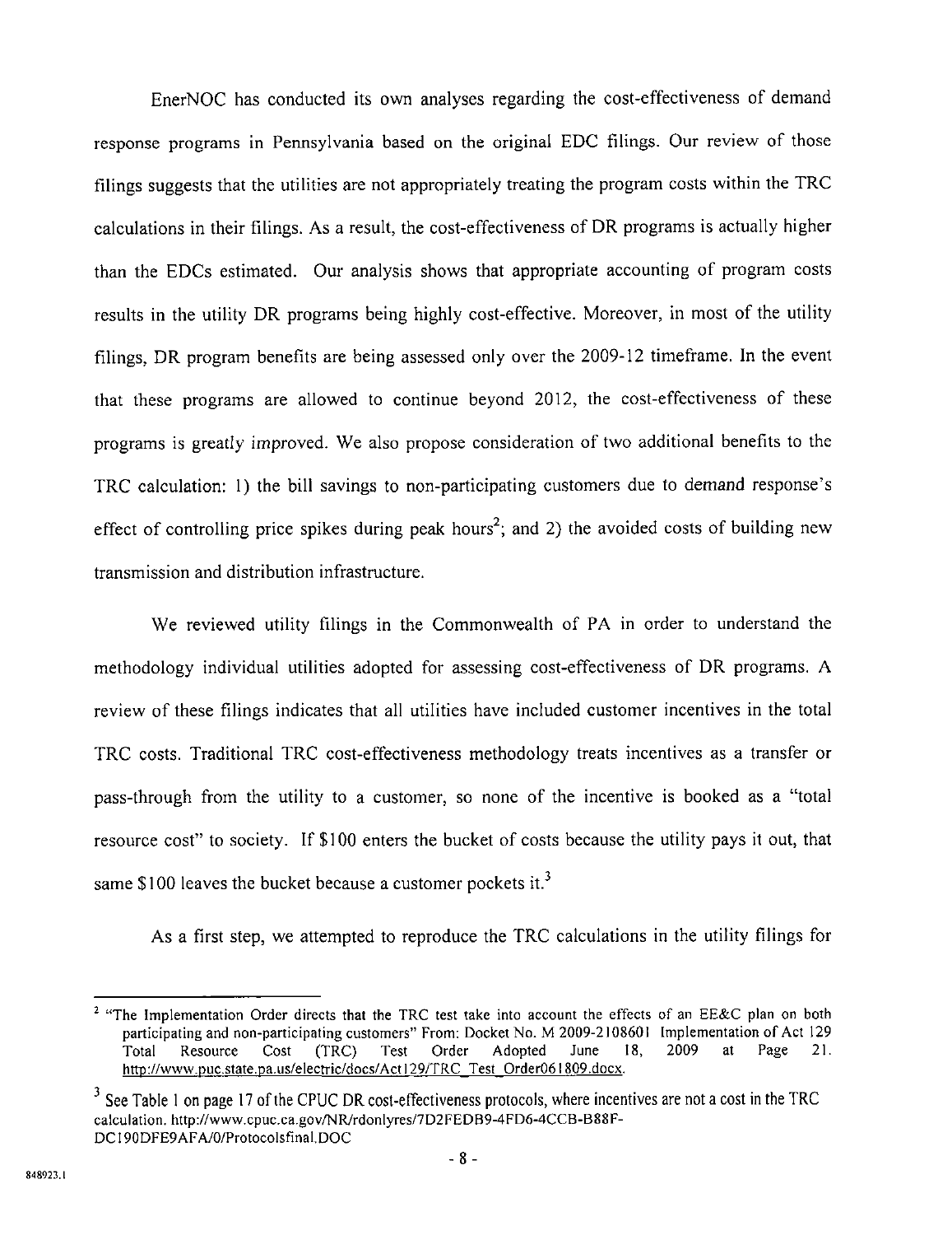EnerNOC has conducted its own analyses regarding the cost-effectiveness of demand response programs in Pennsylvania based on the original EDC filings. Our review of those filings suggests that the utilities are not appropriately treating the program costs within the TRC calculations in their filings. As a result, the cost-effectiveness of DR programs is actually higher than the EDCs estimated. Our analysis shows that appropriate accounting of program costs results in the utility DR programs being highly cost-effective. Moreover, in most of the utility filings, DR program benefits are being assessed only over the 2009-12 timeframe. In the event that these programs are allowed to continue beyond 2012, the cost-effectiveness of these programs is greatly improved. We also propose consideration of two additional benefits to the TRC calculation: 1) the bill savings to non-participating customers due to demand response's effect of controlling price spikes during peak hours[2]; and 2) the avoided costs of building new transmission and distribution infrastructure.

We reviewed utility filings in the Commonwealth of PA in order to understand the methodology individual utilities adopted for assessing cost-effectiveness of DR programs. A review of these filings indicates that all utilities have included customer incentives in the total TRC costs. Traditional TRC cost-effectiveness methodology treats incentives as a transfer or pass-through from the utility to a customer, so none of the incentive is booked as a "total resource cost" to society. If $100 enters the bucket of costs because the utility pays it out, that same $100 leaves the bucket because a customer pockets it.[3]

As a first step, we attempted to reproduce the TRC calculations in the utility filings for

---

[2] "The Implementation Order directs that the TRC test take into account the effects of an EE&C plan on both participating and non-participating customers" From: Docket No. M 2009-2108601 Implementation of Act 129 Total Resource Cost (TRC) Test Order Adopted June 18, 2009 at Page 21. http://www.puc.state.pa.us/electric/docs/Act129/TRC_Test_Order061809.docx.

[3] See Table 1 on page 17 of the CPUC DR cost-effectiveness protocols, where incentives are not a cost in the TRC calculation. http://www.cpuc.ca.gov/NR/rdonlyres/7D2FEDB9-4FD6-4CCB-B88F-DC190DFE9AFA/0/Protocolsfinal.DOC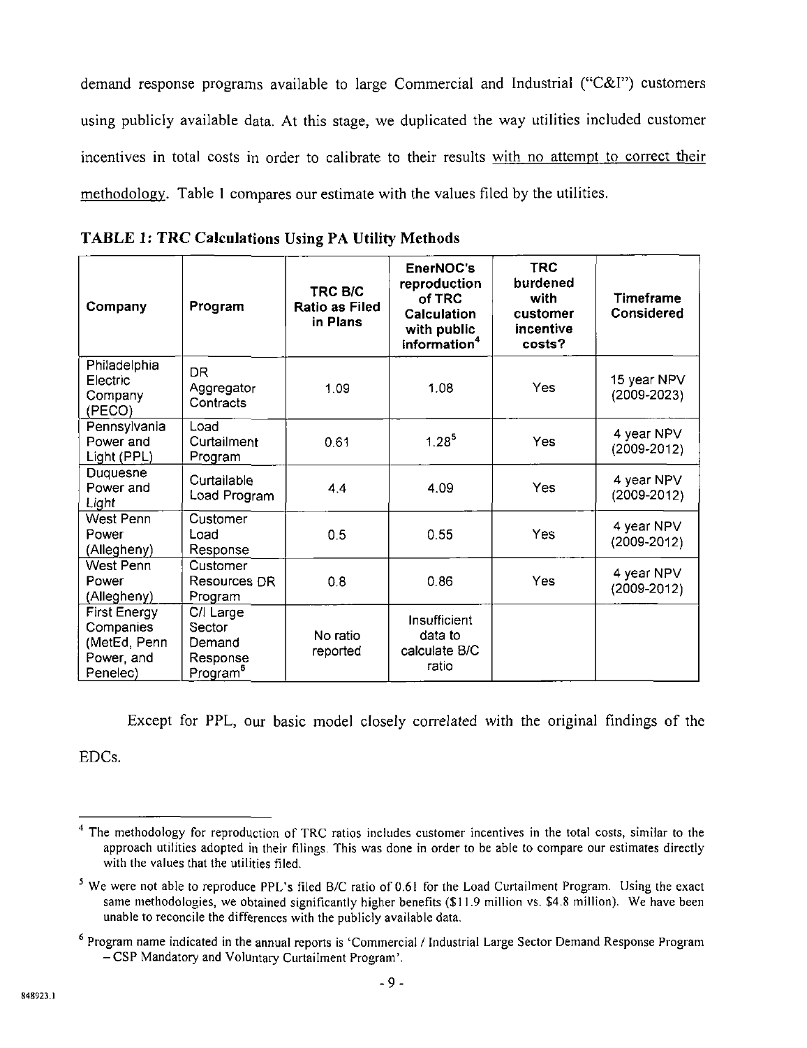demand response programs available to large Commercial and Industrial ("C&I") customers using publicly available data. At this stage, we duplicated the way utilities included customer incentives in total costs in order to calibrate to their results with no attempt to correct their methodology. Table 1 compares our estimate with the values filed by the utilities.

**TABLE 1: TRC Calculations Using PA Utility Methods**

| Company | Program | TRC B/C Ratio as Filed in Plans | EnerNOC's reproduction of TRC Calculation with public information[4] | TRC burdened with customer incentive costs? | Timeframe Considered |
|---|---|---|---|---|---|
| Philadelphia Electric Company (PECO) | DR Aggregator Contracts | 1.09 | 1.08 | Yes | 15 year NPV (2009-2023) |
| Pennsylvania Power and Light (PPL) | Load Curtailment Program | 0.61 | 1.28[5] | Yes | 4 year NPV (2009-2012) |
| Duquesne Power and Light | Curtailable Load Program | 4.4 | 4.09 | Yes | 4 year NPV (2009-2012) |
| West Penn Power (Allegheny) | Customer Load Response | 0.5 | 0.55 | Yes | 4 year NPV (2009-2012) |
| West Penn Power (Allegheny) | Customer Resources DR Program | 0.8 | 0.86 | Yes | 4 year NPV (2009-2012) |
| First Energy Companies (MetEd, Penn Power, and Penelec) | C/I Large Sector Demand Response Program[6] | No ratio reported | Insufficient data to calculate B/C ratio | | |

Except for PPL, our basic model closely correlated with the original findings of the EDCs.

---

[4] The methodology for reproduction of TRC ratios includes customer incentives in the total costs, similar to the approach utilities adopted in their filings. This was done in order to be able to compare our estimates directly with the values that the utilities filed.

[5] We were not able to reproduce PPL's filed B/C ratio of 0.61 for the Load Curtailment Program. Using the exact same methodologies, we obtained significantly higher benefits ($11.9 million vs. $4.8 million). We have been unable to reconcile the differences with the publicly available data.

[6] Program name indicated in the annual reports is 'Commercial / Industrial Large Sector Demand Response Program – CSP Mandatory and Voluntary Curtailment Program'.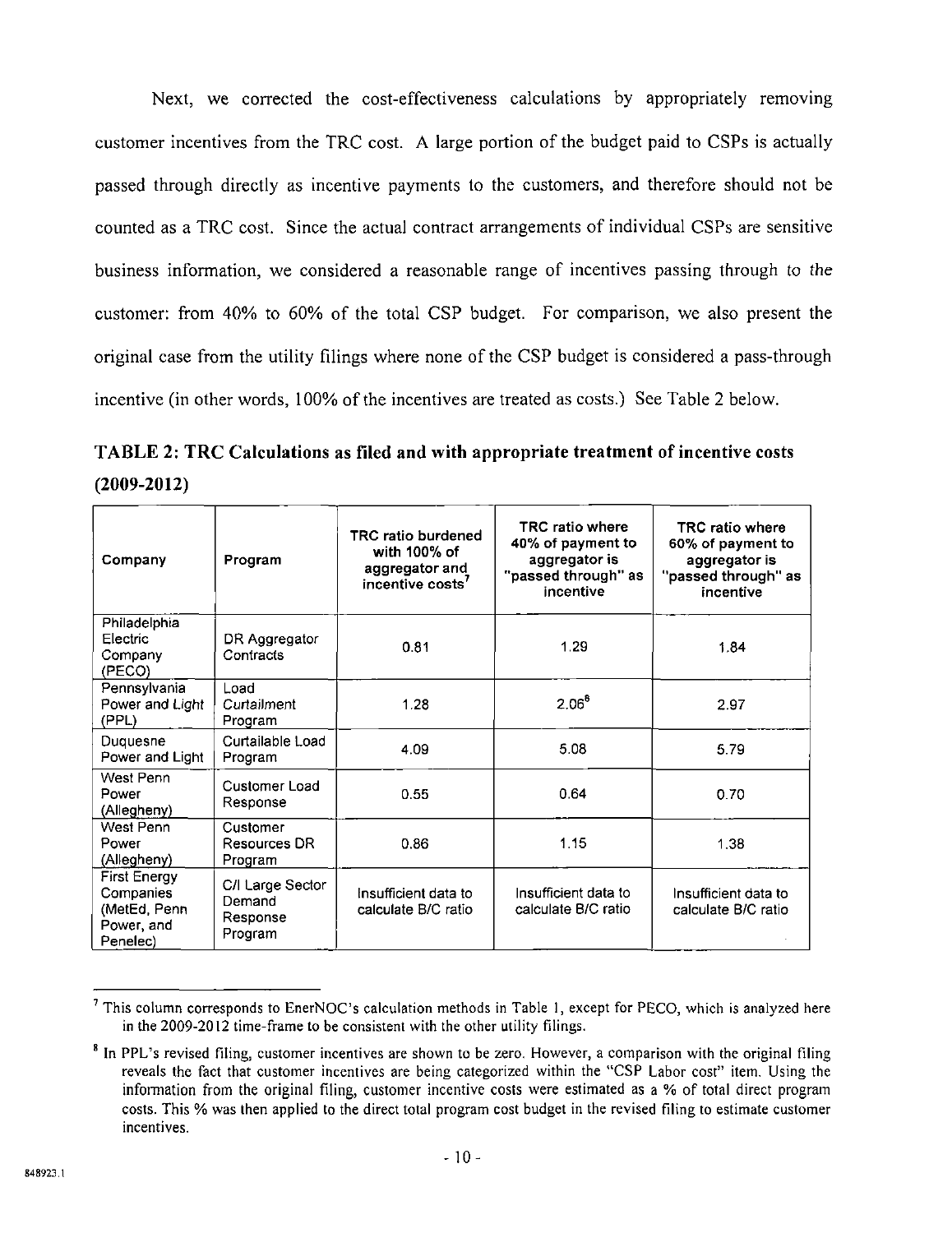Next, we corrected the cost-effectiveness calculations by appropriately removing customer incentives from the TRC cost. A large portion of the budget paid to CSPs is actually passed through directly as incentive payments to the customers, and therefore should not be counted as a TRC cost. Since the actual contract arrangements of individual CSPs are sensitive business information, we considered a reasonable range of incentives passing through to the customer: from 40% to 60% of the total CSP budget. For comparison, we also present the original case from the utility filings where none of the CSP budget is considered a pass-through incentive (in other words, 100% of the incentives are treated as costs.) See Table 2 below.

**TABLE 2: TRC Calculations as filed and with appropriate treatment of incentive costs (2009-2012)**

| Company | Program | TRC ratio burdened with 100% of aggregator and incentive costs[7] | TRC ratio where 40% of payment to aggregator is "passed through" as incentive | TRC ratio where 60% of payment to aggregator is "passed through" as incentive |
|---|---|---|---|---|
| Philadelphia Electric Company (PECO) | DR Aggregator Contracts | 0.81 | 1.29 | 1.84 |
| Pennsylvania Power and Light (PPL) | Load Curtailment Program | 1.28 | 2.06[8] | 2.97 |
| Duquesne Power and Light | Curtailable Load Program | 4.09 | 5.08 | 5.79 |
| West Penn Power (Allegheny) | Customer Load Response | 0.55 | 0.64 | 0.70 |
| West Penn Power (Allegheny) | Customer Resources DR Program | 0.86 | 1.15 | 1.38 |
| First Energy Companies (MetEd, Penn Power, and Penelec) | C/I Large Sector Demand Response Program | Insufficient data to calculate B/C ratio | Insufficient data to calculate B/C ratio | Insufficient data to calculate B/C ratio |

[7] This column corresponds to EnerNOC's calculation methods in Table 1, except for PECO, which is analyzed here in the 2009-2012 time-frame to be consistent with the other utility filings.

[8] In PPL's revised filing, customer incentives are shown to be zero. However, a comparison with the original filing reveals the fact that customer incentives are being categorized within the "CSP Labor cost" item. Using the information from the original filing, customer incentive costs were estimated as a % of total direct program costs. This % was then applied to the direct total program cost budget in the revised filing to estimate customer incentives.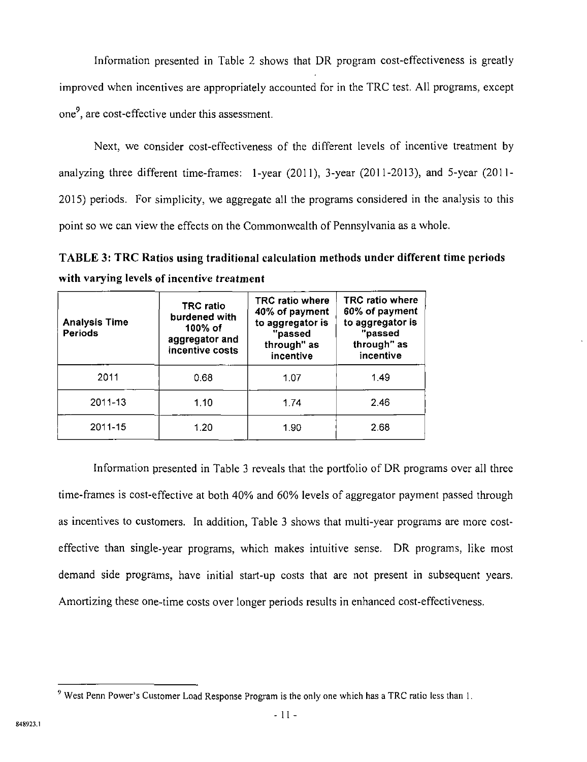Information presented in Table 2 shows that DR program cost-effectiveness is greatly improved when incentives are appropriately accounted for in the TRC test. All programs, except one[9], are cost-effective under this assessment.

Next, we consider cost-effectiveness of the different levels of incentive treatment by analyzing three different time-frames: 1-year (2011), 3-year (2011-2013), and 5-year (2011-2015) periods. For simplicity, we aggregate all the programs considered in the analysis to this point so we can view the effects on the Commonwealth of Pennsylvania as a whole.

**TABLE 3: TRC Ratios using traditional calculation methods under different time periods with varying levels of incentive *treatment***

| Analysis Time Periods | TRC ratio burdened with 100% of aggregator and incentive costs | TRC ratio where 40% of payment to aggregator is "passed through" as incentive | TRC ratio where 60% of payment to aggregator is "passed through" as incentive |
|---|---|---|---|
| 2011 | 0.68 | 1.07 | 1.49 |
| 2011-13 | 1.10 | 1.74 | 2.46 |
| 2011-15 | 1.20 | 1.90 | 2.68 |

Information presented in Table 3 reveals that the portfolio of DR programs over all three time-frames is cost-effective at both 40% and 60% levels of aggregator payment passed through as incentives to customers. In addition, Table 3 shows that multi-year programs are more cost-effective than single-year programs, which makes intuitive sense. DR programs, like most demand side programs, have initial start-up costs that are not present in subsequent years. Amortizing these one-time costs over longer periods results in enhanced cost-effectiveness.

[9] West Penn Power's Customer Load Response Program is the only one which has a TRC ratio less than 1.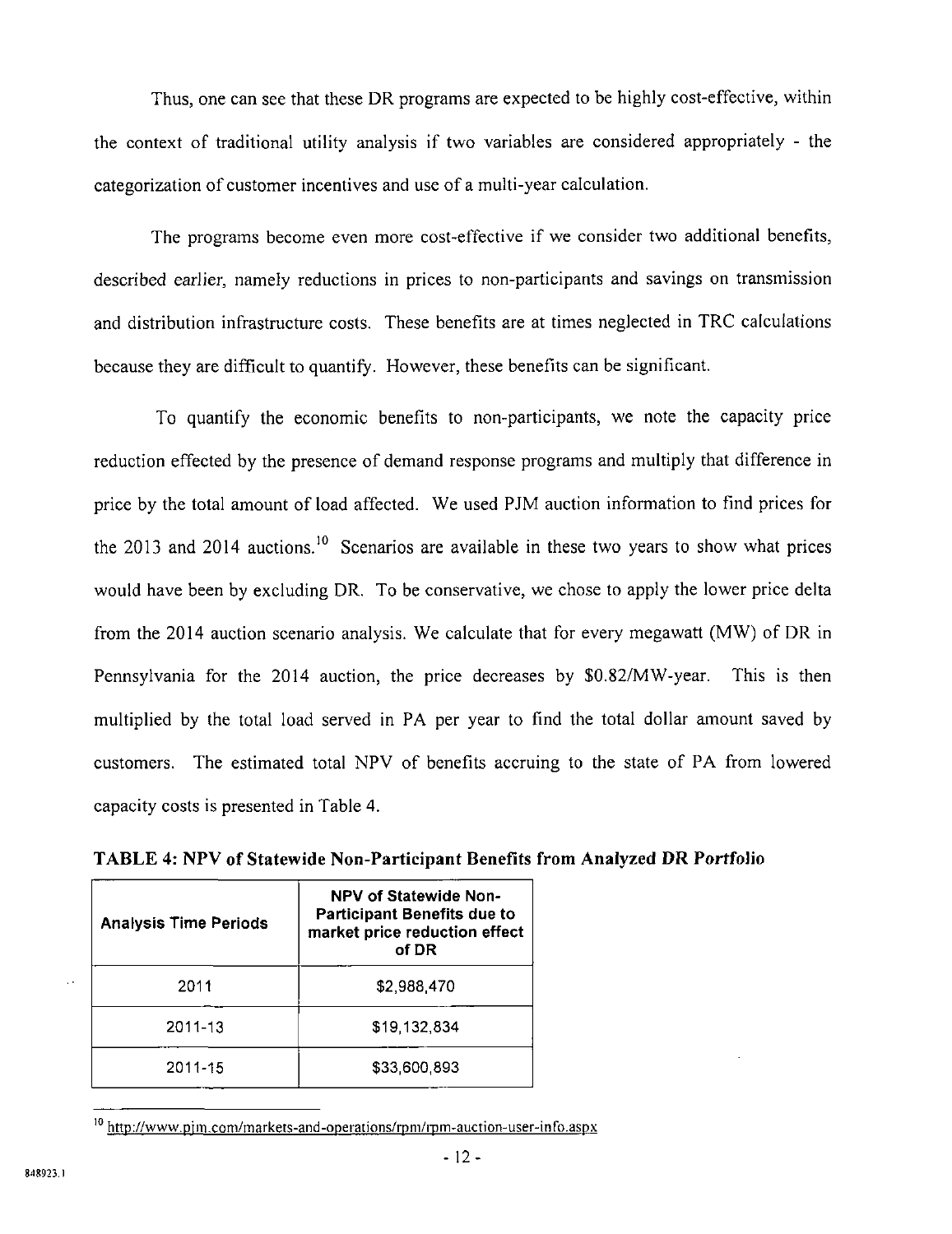Thus, one can see that these DR programs are expected to be highly cost-effective, within the context of traditional utility analysis if two variables are considered appropriately - the categorization of customer incentives and use of a multi-year calculation.

The programs become even more cost-effective if we consider two additional benefits, described earlier, namely reductions in prices to non-participants and savings on transmission and distribution infrastructure costs. These benefits are at times neglected in TRC calculations because they are difficult to quantify. However, these benefits can be significant.

To quantify the economic benefits to non-participants, we note the capacity price reduction effected by the presence of demand response programs and multiply that difference in price by the total amount of load affected. We used PJM auction information to find prices for the 2013 and 2014 auctions.[10] Scenarios are available in these two years to show what prices would have been by excluding DR. To be conservative, we chose to apply the lower price delta from the 2014 auction scenario analysis. We calculate that for every megawatt (MW) of DR in Pennsylvania for the 2014 auction, the price decreases by \$0.82/MW-year. This is then multiplied by the total load served in PA per year to find the total dollar amount saved by customers. The estimated total NPV of benefits accruing to the state of PA from lowered capacity costs is presented in Table 4.

**TABLE 4: NPV of Statewide Non-Participant Benefits from Analyzed DR Portfolio**

| Analysis Time Periods | NPV of Statewide Non-Participant Benefits due to market price reduction effect of DR |
|---|---|
| 2011 | \$2,988,470 |
| 2011-13 | \$19,132,834 |
| 2011-15 | \$33,600,893 |

[10] http://www.pjm.com/markets-and-operations/rpm/rpm-auction-user-info.aspx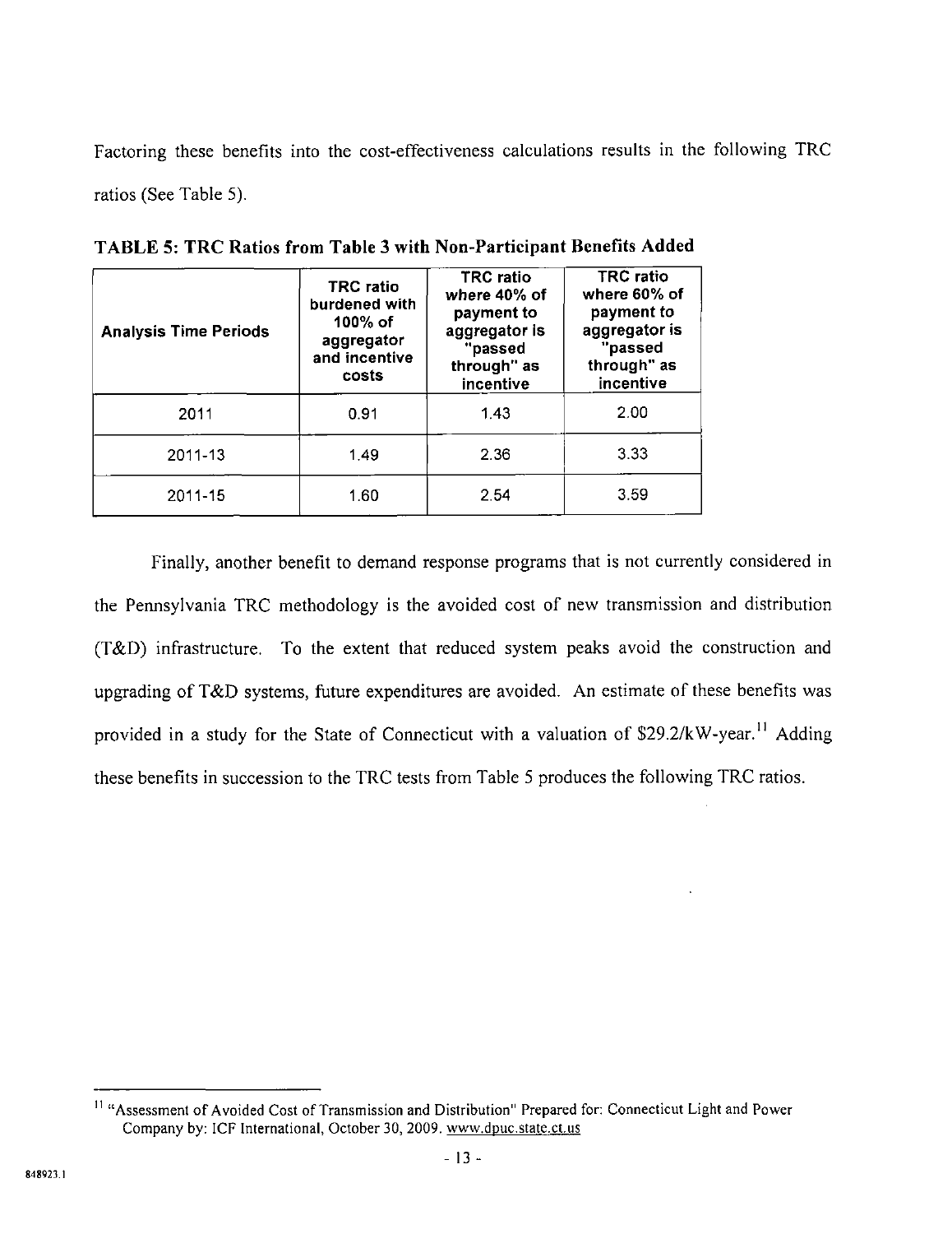Factoring these benefits into the cost-effectiveness calculations results in the following TRC ratios (See Table 5).

**TABLE 5: TRC Ratios from Table 3 with Non-Participant Benefits Added**

| Analysis Time Periods | TRC ratio burdened with 100% of aggregator and incentive costs | TRC ratio where 40% of payment to aggregator is "passed through" as incentive | TRC ratio where 60% of payment to aggregator is "passed through" as incentive |
|---|---|---|---|
| 2011 | 0.91 | 1.43 | 2.00 |
| 2011-13 | 1.49 | 2.36 | 3.33 |
| 2011-15 | 1.60 | 2.54 | 3.59 |

Finally, another benefit to demand response programs that is not currently considered in the Pennsylvania TRC methodology is the avoided cost of new transmission and distribution (T&D) infrastructure. To the extent that reduced system peaks avoid the construction and upgrading of T&D systems, future expenditures are avoided. An estimate of these benefits was provided in a study for the State of Connecticut with a valuation of $29.2/kW-year.[11] Adding these benefits in succession to the TRC tests from Table 5 produces the following TRC ratios.

[11] "Assessment of Avoided Cost of Transmission and Distribution" Prepared for: Connecticut Light and Power Company by: ICF International, October 30, 2009. www.dpuc.state.ct.us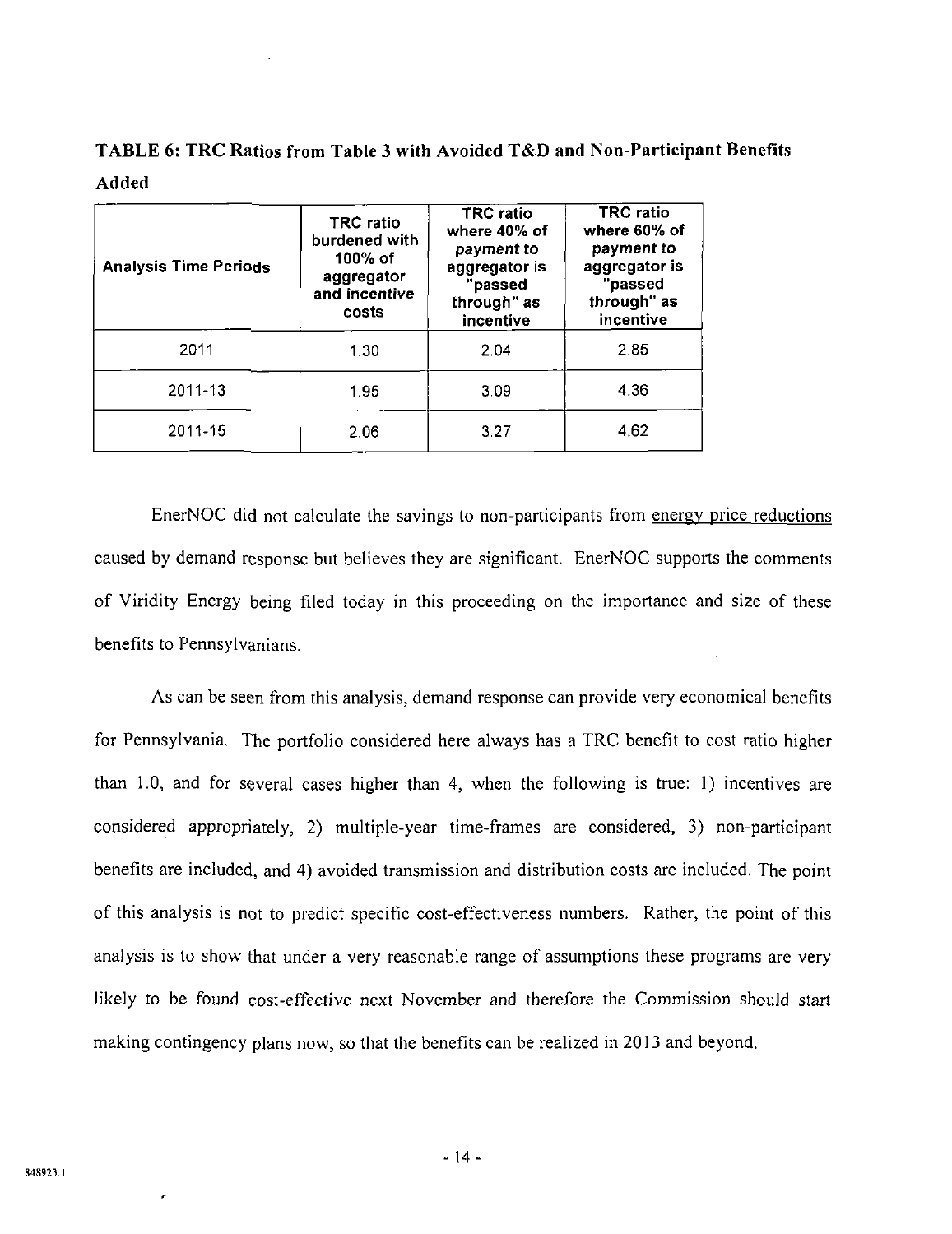**TABLE 6: TRC Ratios from Table 3 with Avoided T&D and Non-Participant Benefits Added**

| Analysis Time Periods | TRC ratio burdened with 100% of aggregator and incentive costs | TRC ratio where 40% of payment to aggregator is "passed through" as incentive | TRC ratio where 60% of payment to aggregator is "passed through" as incentive |
|---|---|---|---|
| 2011 | 1.30 | 2.04 | 2.85 |
| 2011-13 | 1.95 | 3.09 | 4.36 |
| 2011-15 | 2.06 | 3.27 | 4.62 |

EnerNOC did not calculate the savings to non-participants from energy price reductions caused by demand response but believes they are significant. EnerNOC supports the comments of Viridity Energy being filed today in this proceeding on the importance and size of these benefits to Pennsylvanians.

As can be seen from this analysis, demand response can provide very economical benefits for Pennsylvania. The portfolio considered here always has a TRC benefit to cost ratio higher than 1.0, and for several cases higher than 4, when the following is true: 1) incentives are considered appropriately, 2) multiple-year time-frames are considered, 3) non-participant benefits are included, and 4) avoided transmission and distribution costs are included. The point of this analysis is not to predict specific cost-effectiveness numbers. Rather, the point of this analysis is to show that under a very reasonable range of assumptions these programs are very likely to be found cost-effective next November and therefore the Commission should start making contingency plans now, so that the benefits can be realized in 2013 and beyond.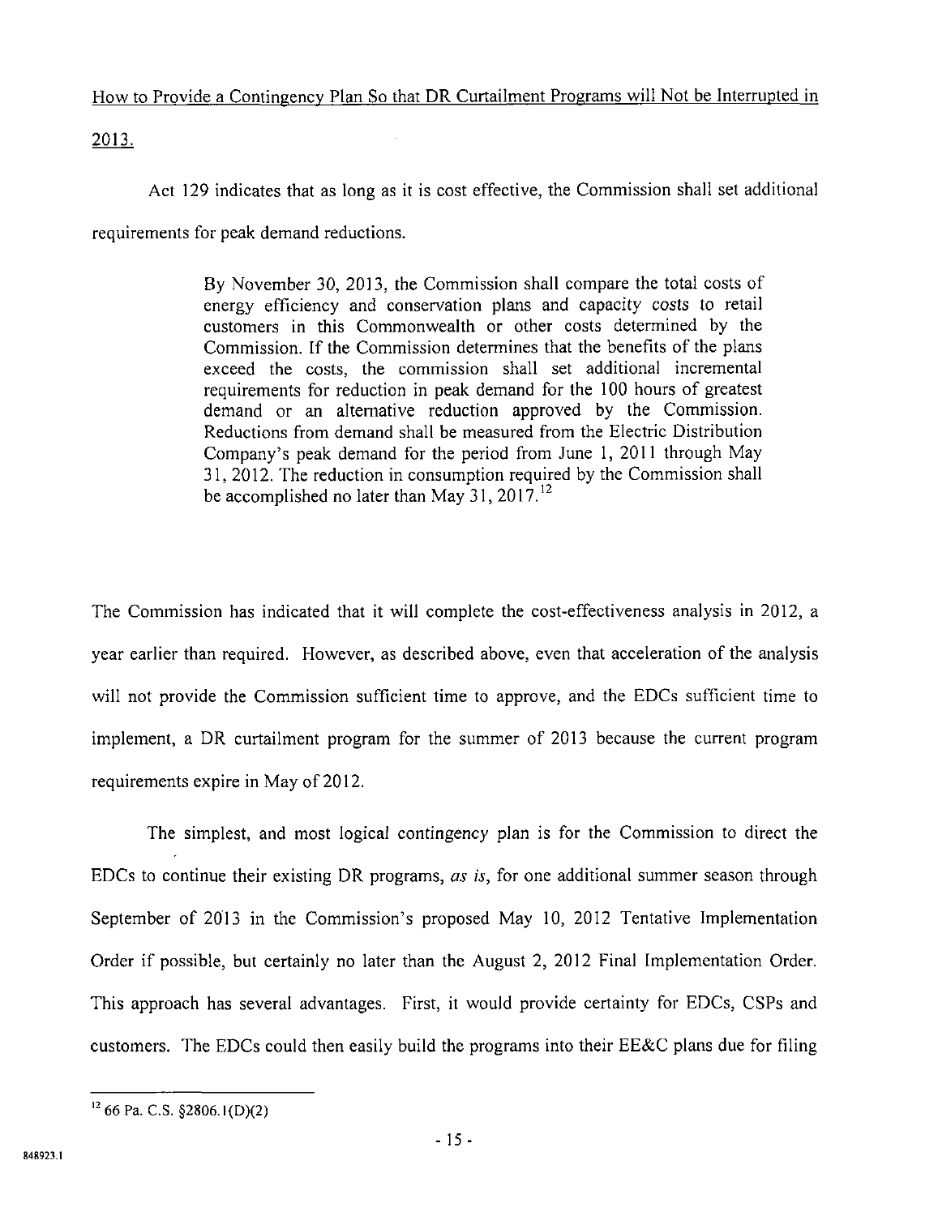How to Provide a Contingency Plan So that DR Curtailment Programs will Not be Interrupted in 2013.

Act 129 indicates that as long as it is cost effective, the Commission shall set additional requirements for peak demand reductions.

> By November 30, 2013, the Commission shall compare the total costs of energy efficiency and conservation plans and capacity costs to retail customers in this Commonwealth or other costs determined by the Commission. If the Commission determines that the benefits of the plans exceed the costs, the commission shall set additional incremental requirements for reduction in peak demand for the 100 hours of greatest demand or an alternative reduction approved by the Commission. Reductions from demand shall be measured from the Electric Distribution Company's peak demand for the period from June 1, 2011 through May 31, 2012. The reduction in consumption required by the Commission shall be accomplished no later than May 31, 2017.[12]

The Commission has indicated that it will complete the cost-effectiveness analysis in 2012, a year earlier than required. However, as described above, even that acceleration of the analysis will not provide the Commission sufficient time to approve, and the EDCs sufficient time to implement, a DR curtailment program for the summer of 2013 because the current program requirements expire in May of 2012.

The simplest, and most logical contingency plan is for the Commission to direct the EDCs to continue their existing DR programs, *as is*, for one additional summer season through September of 2013 in the Commission's proposed May 10, 2012 Tentative Implementation Order if possible, but certainly no later than the August 2, 2012 Final Implementation Order. This approach has several advantages. First, it would provide certainty for EDCs, CSPs and customers. The EDCs could then easily build the programs into their EE&C plans due for filing

---

[12] 66 Pa. C.S. §2806.1(D)(2)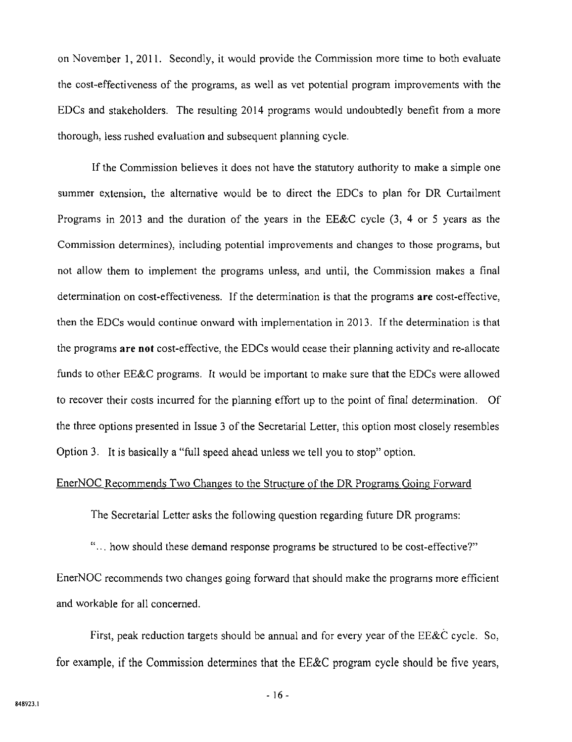on November 1, 2011. Secondly, it would provide the Commission more time to both evaluate the cost-effectiveness of the programs, as well as vet potential program improvements with the EDCs and stakeholders. The resulting 2014 programs would undoubtedly benefit from a more thorough, less rushed evaluation and subsequent planning cycle.

If the Commission believes it does not have the statutory authority to make a simple one summer extension, the alternative would be to direct the EDCs to plan for DR Curtailment Programs in 2013 and the duration of the years in the EE&C cycle (3, 4 or 5 years as the Commission determines), including potential improvements and changes to those programs, but not allow them to implement the programs unless, and until, the Commission makes a final determination on cost-effectiveness. If the determination is that the programs **are** cost-effective, then the EDCs would continue onward with implementation in 2013. If the determination is that the programs **are not** cost-effective, the EDCs would cease their planning activity and re-allocate funds to other EE&C programs. It would be important to make sure that the EDCs were allowed to recover their costs incurred for the planning effort up to the point of final determination. Of the three options presented in Issue 3 of the Secretarial Letter, this option most closely resembles Option 3. It is basically a "full speed ahead unless we tell you to stop" option.

<u>EnerNOC Recommends Two Changes to the Structure of the DR Programs Going Forward</u>

The Secretarial Letter asks the following question regarding future DR programs:

"… how should these demand response programs be structured to be cost-effective?"

EnerNOC recommends two changes going forward that should make the programs more efficient and workable for all concerned.

First, peak reduction targets should be annual and for every year of the EE&C cycle. So, for example, if the Commission determines that the EE&C program cycle should be five years,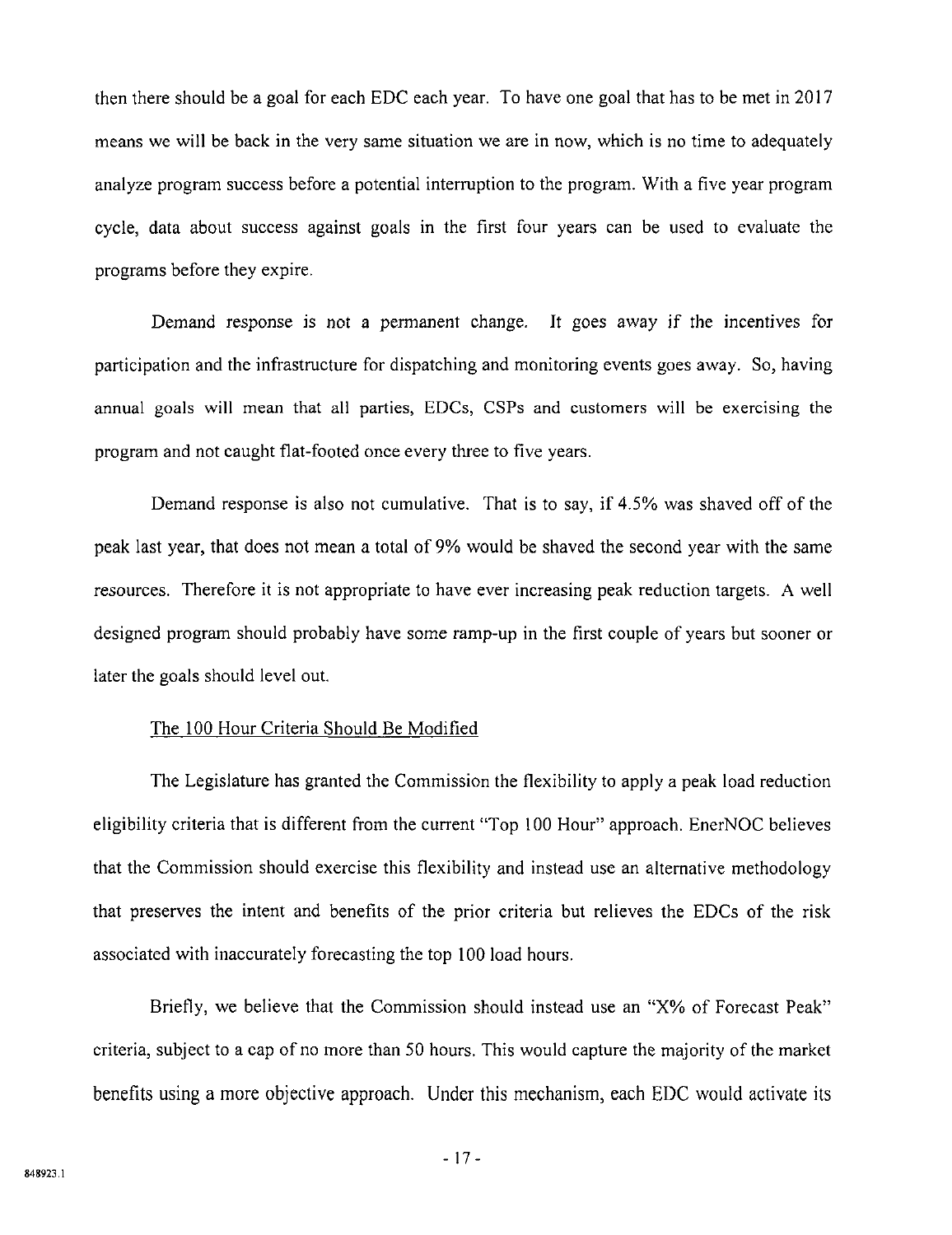then there should be a goal for each EDC each year. To have one goal that has to be met in 2017 means we will be back in the very same situation we are in now, which is no time to adequately analyze program success before a potential interruption to the program. With a five year program cycle, data about success against goals in the first four years can be used to evaluate the programs before they expire.

Demand response is not a permanent change. It goes away if the incentives for participation and the infrastructure for dispatching and monitoring events goes away. So, having annual goals will mean that all parties, EDCs, CSPs and customers will be exercising the program and not caught flat-footed once every three to five years.

Demand response is also not cumulative. That is to say, if 4.5% was shaved off of the peak last year, that does not mean a total of 9% would be shaved the second year with the same resources. Therefore it is not appropriate to have ever increasing peak reduction targets. A well designed program should probably have some ramp-up in the first couple of years but sooner or later the goals should level out.

<u>The 100 Hour Criteria Should Be Modified</u>

The Legislature has granted the Commission the flexibility to apply a peak load reduction eligibility criteria that is different from the current "Top 100 Hour" approach. EnerNOC believes that the Commission should exercise this flexibility and instead use an alternative methodology that preserves the intent and benefits of the prior criteria but relieves the EDCs of the risk associated with inaccurately forecasting the top 100 load hours.

Briefly, we believe that the Commission should instead use an "X% of Forecast Peak" criteria, subject to a cap of no more than 50 hours. This would capture the majority of the market benefits using a more objective approach. Under this mechanism, each EDC would activate its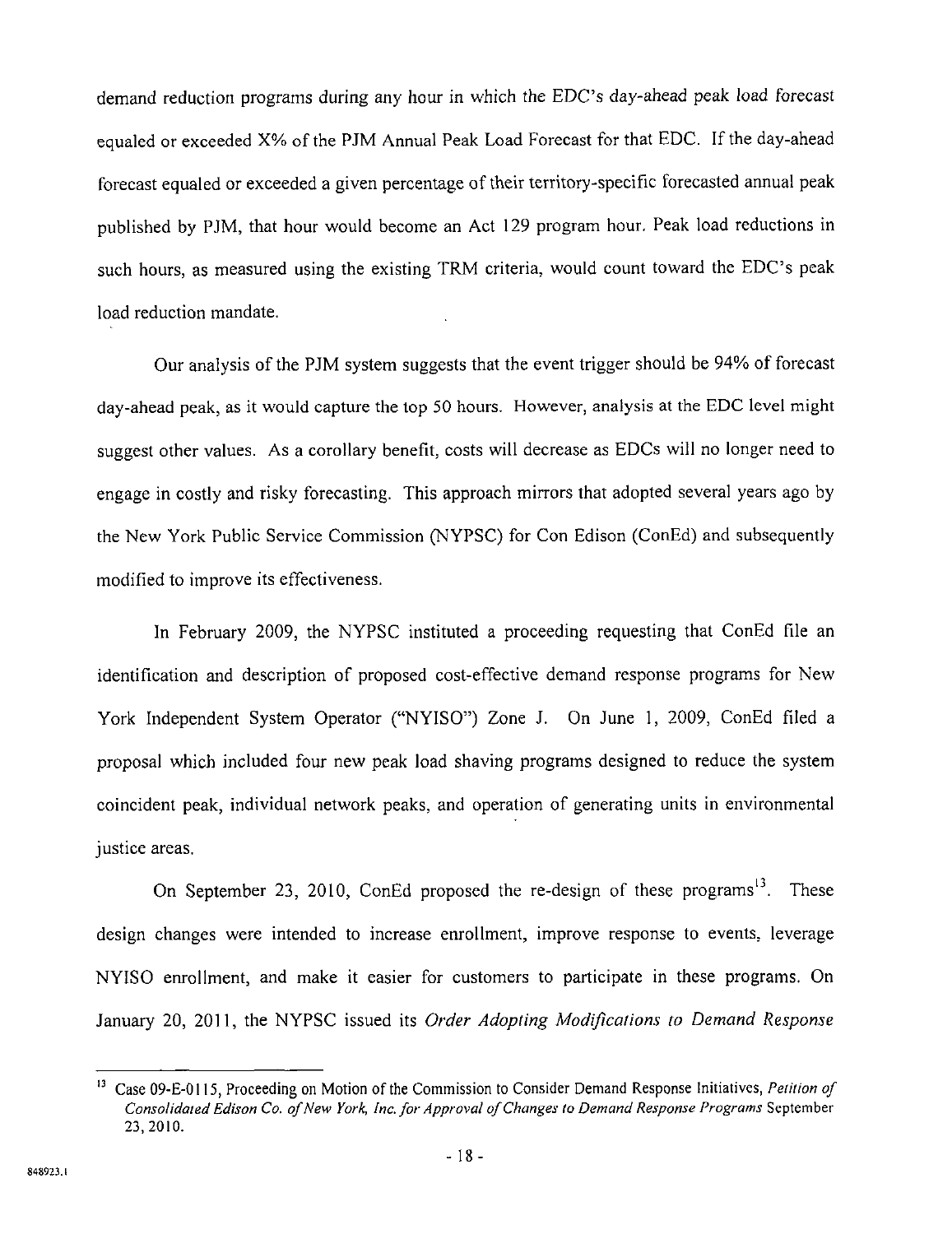demand reduction programs during any hour in which the EDC's day-ahead peak load forecast equaled or exceeded X% of the PJM Annual Peak Load Forecast for that EDC. If the day-ahead forecast equaled or exceeded a given percentage of their territory-specific forecasted annual peak published by PJM, that hour would become an Act 129 program hour. Peak load reductions in such hours, as measured using the existing TRM criteria, would count toward the EDC's peak load reduction mandate.

Our analysis of the PJM system suggests that the event trigger should be 94% of forecast day-ahead peak, as it would capture the top 50 hours. However, analysis at the EDC level might suggest other values. As a corollary benefit, costs will decrease as EDCs will no longer need to engage in costly and risky forecasting. This approach mirrors that adopted several years ago by the New York Public Service Commission (NYPSC) for Con Edison (ConEd) and subsequently modified to improve its effectiveness.

In February 2009, the NYPSC instituted a proceeding requesting that ConEd file an identification and description of proposed cost-effective demand response programs for New York Independent System Operator ("NYISO") Zone J. On June 1, 2009, ConEd filed a proposal which included four new peak load shaving programs designed to reduce the system coincident peak, individual network peaks, and operation of generating units in environmental justice areas.

On September 23, 2010, ConEd proposed the re-design of these programs[13]. These design changes were intended to increase enrollment, improve response to events, leverage NYISO enrollment, and make it easier for customers to participate in these programs. On January 20, 2011, the NYPSC issued its *Order Adopting Modifications to Demand Response*

---

[13] Case 09-E-0115, Proceeding on Motion of the Commission to Consider Demand Response Initiatives, *Petition of Consolidated Edison Co. of New York, Inc. for Approval of Changes to Demand Response Programs* September 23, 2010.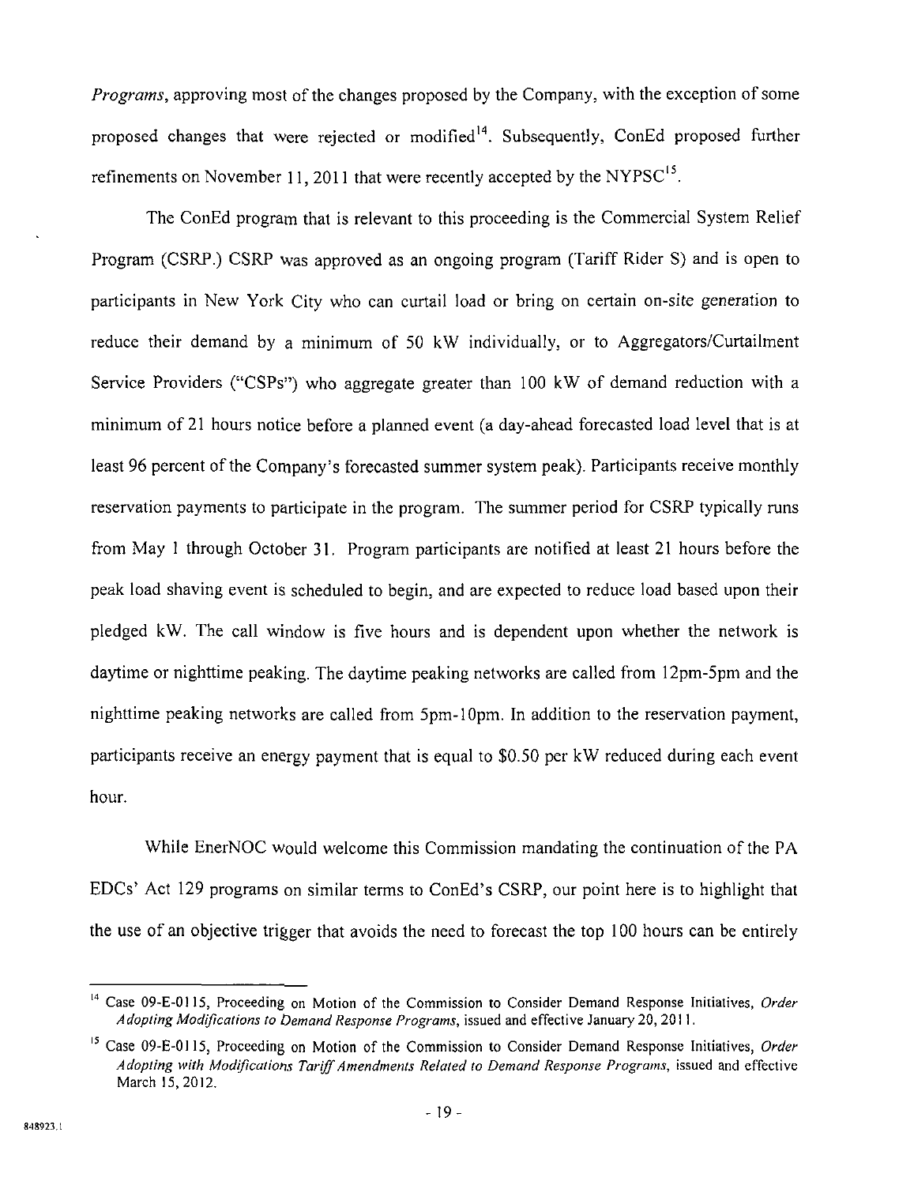*Programs*, approving most of the changes proposed by the Company, with the exception of some proposed changes that were rejected or modified[14]. Subsequently, ConEd proposed further refinements on November 11, 2011 that were recently accepted by the NYPSC[15].

The ConEd program that is relevant to this proceeding is the Commercial System Relief Program (CSRP.) CSRP was approved as an ongoing program (Tariff Rider S) and is open to participants in New York City who can curtail load or bring on certain on-site generation to reduce their demand by a minimum of 50 kW individually, or to Aggregators/Curtailment Service Providers ("CSPs") who aggregate greater than 100 kW of demand reduction with a minimum of 21 hours notice before a planned event (a day-ahead forecasted load level that is at least 96 percent of the Company's forecasted summer system peak). Participants receive monthly reservation payments to participate in the program. The summer period for CSRP typically runs from May 1 through October 31. Program participants are notified at least 21 hours before the peak load shaving event is scheduled to begin, and are expected to reduce load based upon their pledged kW. The call window is five hours and is dependent upon whether the network is daytime or nighttime peaking. The daytime peaking networks are called from 12pm-5pm and the nighttime peaking networks are called from 5pm-10pm. In addition to the reservation payment, participants receive an energy payment that is equal to $0.50 per kW reduced during each event hour.

While EnerNOC would welcome this Commission mandating the continuation of the PA EDCs' Act 129 programs on similar terms to ConEd's CSRP, our point here is to highlight that the use of an objective trigger that avoids the need to forecast the top 100 hours can be entirely

---

[14] Case 09-E-0115, Proceeding on Motion of the Commission to Consider Demand Response Initiatives, *Order Adopting Modifications to Demand Response Programs*, issued and effective January 20, 2011.

[15] Case 09-E-0115, Proceeding on Motion of the Commission to Consider Demand Response Initiatives, *Order Adopting with Modifications Tariff Amendments Related to Demand Response Programs*, issued and effective March 15, 2012.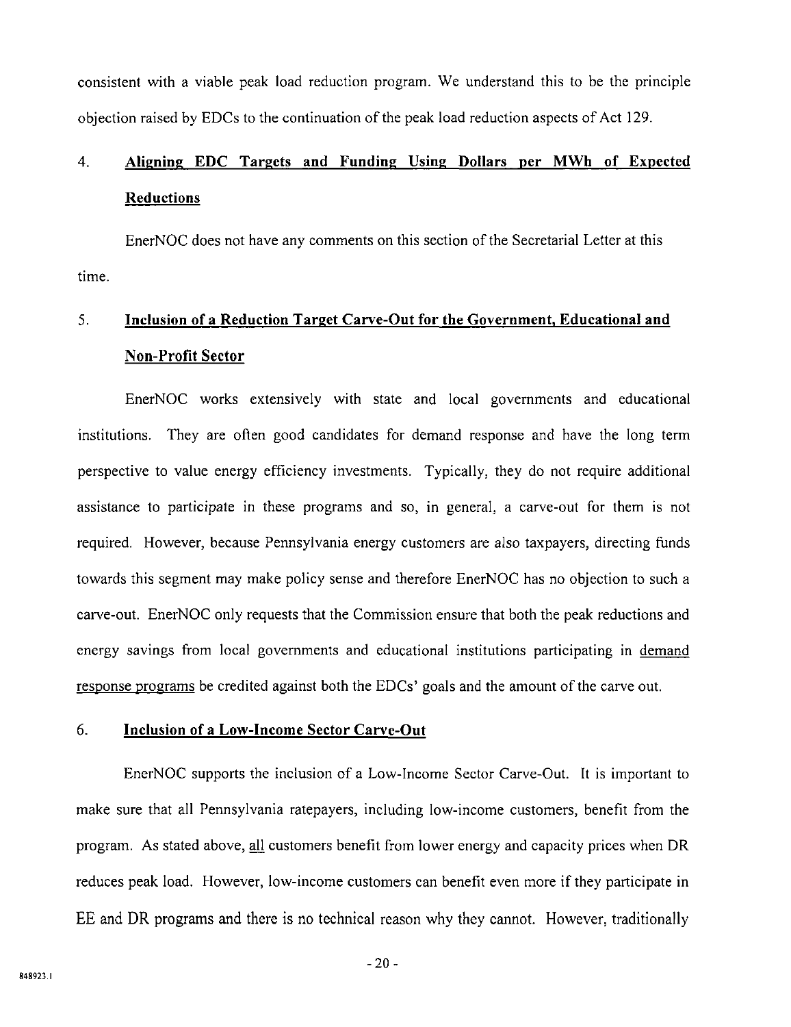consistent with a viable peak load reduction program. We understand this to be the principle objection raised by EDCs to the continuation of the peak load reduction aspects of Act 129.

### 4. Aligning EDC Targets and Funding Using Dollars per MWh of Expected Reductions

EnerNOC does not have any comments on this section of the Secretarial Letter at this time.

### 5. Inclusion of a Reduction Target Carve-Out for the Government, Educational and Non-Profit Sector

EnerNOC works extensively with state and local governments and educational institutions. They are often good candidates for demand response and have the long term perspective to value energy efficiency investments. Typically, they do not require additional assistance to participate in these programs and so, in general, a carve-out for them is not required. However, because Pennsylvania energy customers are also taxpayers, directing funds towards this segment may make policy sense and therefore EnerNOC has no objection to such a carve-out. EnerNOC only requests that the Commission ensure that both the peak reductions and energy savings from local governments and educational institutions participating in <u>demand response programs</u> be credited against both the EDCs' goals and the amount of the carve out.

### 6. Inclusion of a Low-Income Sector Carve-Out

EnerNOC supports the inclusion of a Low-Income Sector Carve-Out. It is important to make sure that all Pennsylvania ratepayers, including low-income customers, benefit from the program. As stated above, <u>all</u> customers benefit from lower energy and capacity prices when DR reduces peak load. However, low-income customers can benefit even more if they participate in EE and DR programs and there is no technical reason why they cannot. However, traditionally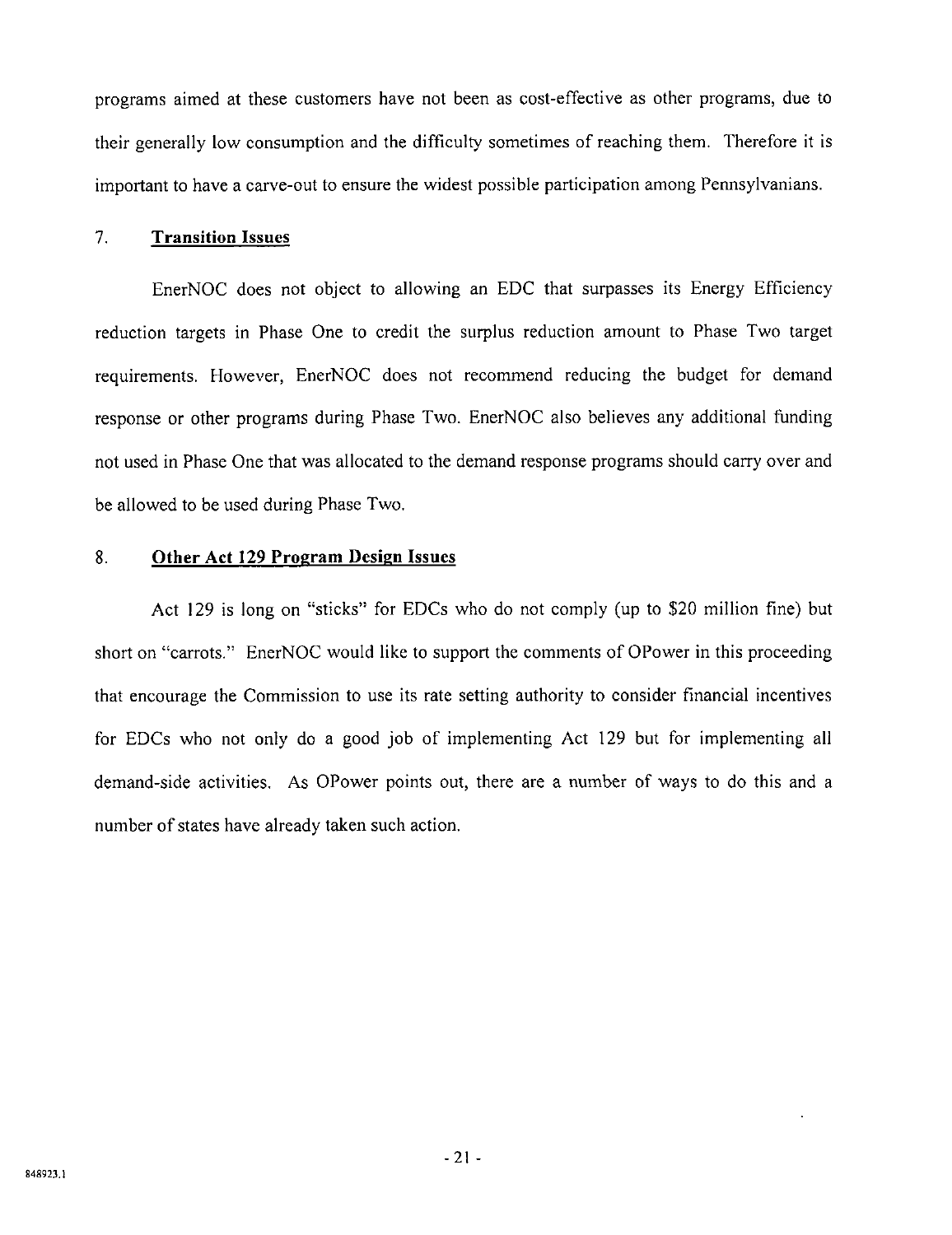programs aimed at these customers have not been as cost-effective as other programs, due to their generally low consumption and the difficulty sometimes of reaching them. Therefore it is important to have a carve-out to ensure the widest possible participation among Pennsylvanians.

### 7. <u>Transition Issues</u>

EnerNOC does not object to allowing an EDC that surpasses its Energy Efficiency reduction targets in Phase One to credit the surplus reduction amount to Phase Two target requirements. However, EnerNOC does not recommend reducing the budget for demand response or other programs during Phase Two. EnerNOC also believes any additional funding not used in Phase One that was allocated to the demand response programs should carry over and be allowed to be used during Phase Two.

### 8. <u>Other Act 129 Program Design Issues</u>

Act 129 is long on "sticks" for EDCs who do not comply (up to $20 million fine) but short on "carrots." EnerNOC would like to support the comments of OPower in this proceeding that encourage the Commission to use its rate setting authority to consider financial incentives for EDCs who not only do a good job of implementing Act 129 but for implementing all demand-side activities. As OPower points out, there are a number of ways to do this and a number of states have already taken such action.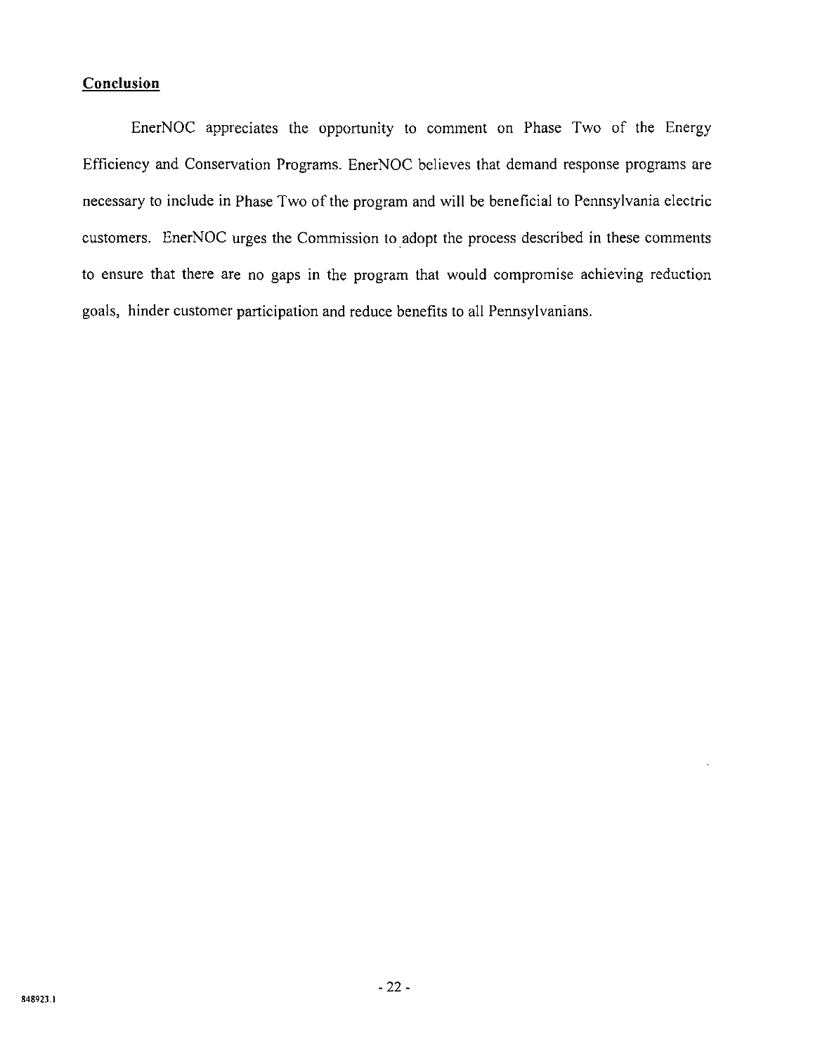## Conclusion

EnerNOC appreciates the opportunity to comment on Phase Two of the Energy Efficiency and Conservation Programs. EnerNOC believes that demand response programs are necessary to include in Phase Two of the program and will be beneficial to Pennsylvania electric customers. EnerNOC urges the Commission to adopt the process described in these comments to ensure that there are no gaps in the program that would compromise achieving reduction goals, hinder customer participation and reduce benefits to all Pennsylvanians.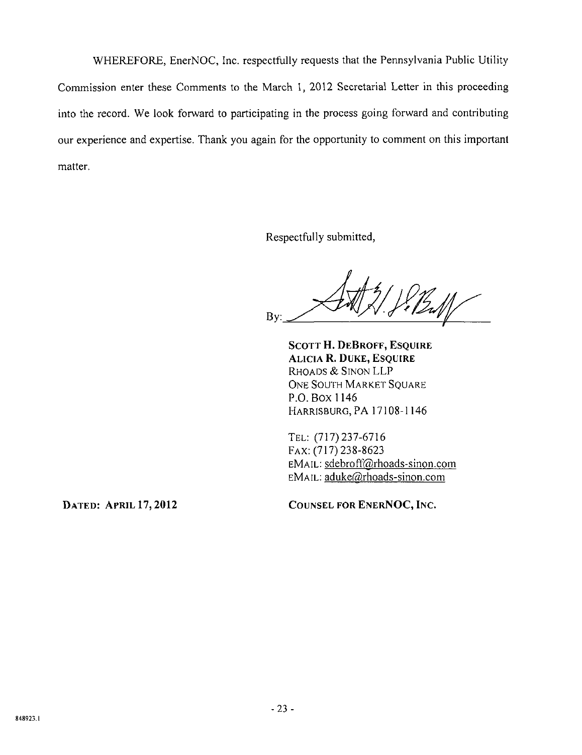WHEREFORE, EnerNOC, Inc. respectfully requests that the Pennsylvania Public Utility Commission enter these Comments to the March 1, 2012 Secretarial Letter in this proceeding into the record. We look forward to participating in the process going forward and contributing our experience and expertise. Thank you again for the opportunity to comment on this important matter.

Respectfully submitted,

By: ______________________

**SCOTT H. DEBROFF, ESQUIRE**
**ALICIA R. DUKE, ESQUIRE**
RHOADS & SINON LLP
ONE SOUTH MARKET SQUARE
P.O. BOX 1146
HARRISBURG, PA 17108-1146

TEL: (717) 237-6716
FAX: (717) 238-8623
EMAIL: sdebroff@rhoads-sinon.com
EMAIL: aduke@rhoads-sinon.com

**DATED: APRIL 17, 2012**

**COUNSEL FOR ENERNOC, INC.**

848923.1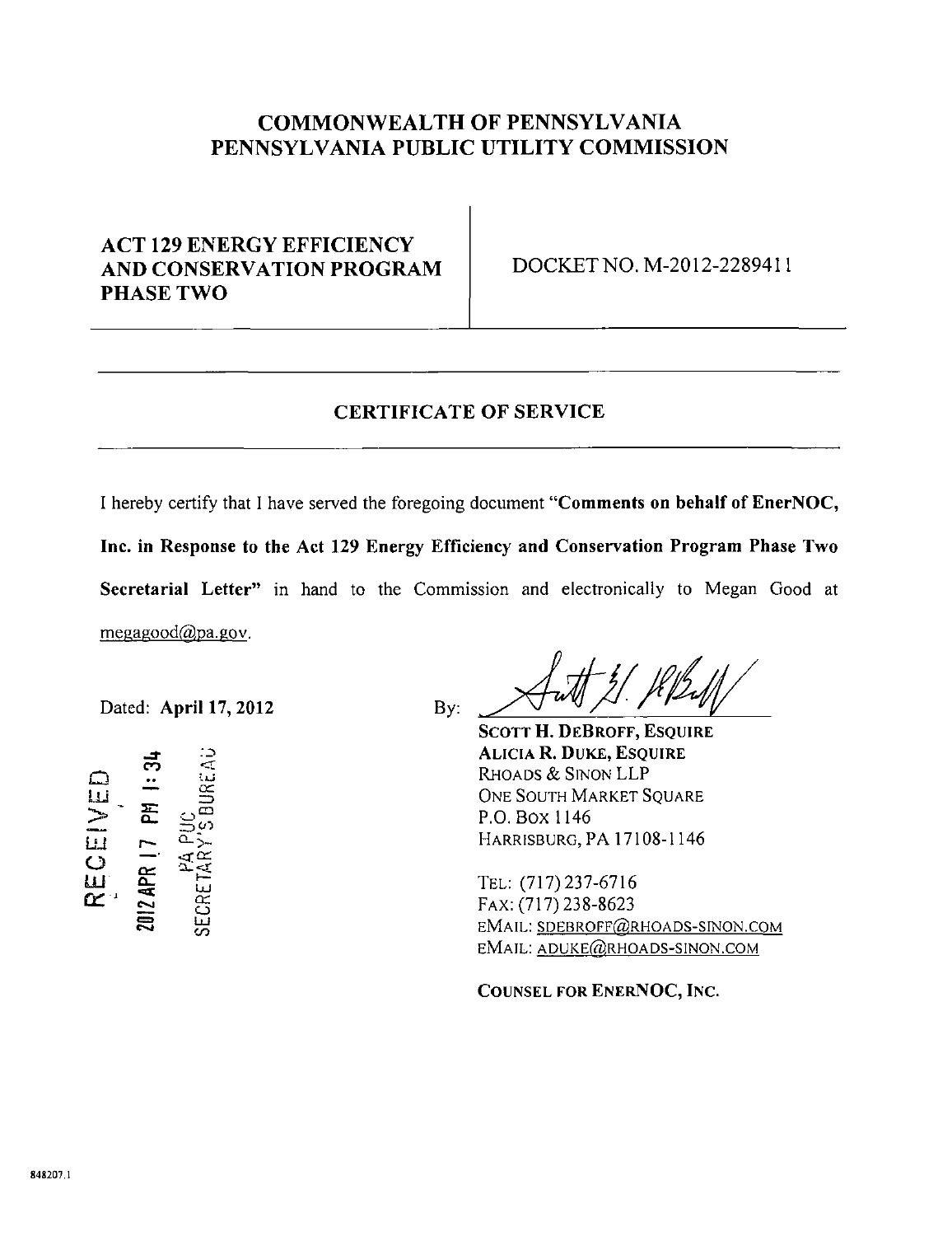# COMMONWEALTH OF PENNSYLVANIA
# PENNSYLVANIA PUBLIC UTILITY COMMISSION

| | |
|---|---|
| **ACT 129 ENERGY EFFICIENCY AND CONSERVATION PROGRAM PHASE TWO** | DOCKET NO. M-2012-2289411 |

## CERTIFICATE OF SERVICE

I hereby certify that I have served the foregoing document "**Comments on behalf of EnerNOC, Inc. in Response to the Act 129 Energy Efficiency and Conservation Program Phase Two Secretarial Letter**" in hand to the Commission and electronically to Megan Good at megagood@pa.gov.

Dated: **April 17, 2012**

RECEIVED
2012 APR 17 PM 1:34
PA PUC
SECRETARY'S BUREAU

By: [signature]

**SCOTT H. DEBROFF, ESQUIRE**
**ALICIA R. DUKE, ESQUIRE**
RHOADS & SINON LLP
ONE SOUTH MARKET SQUARE
P.O. BOX 1146
HARRISBURG, PA 17108-1146

TEL: (717) 237-6716
FAX: (717) 238-8623
EMAIL: SDEBROFF@RHOADS-SINON.COM
EMAIL: ADUKE@RHOADS-SINON.COM

**COUNSEL FOR ENERNOC, INC.**

848207.1